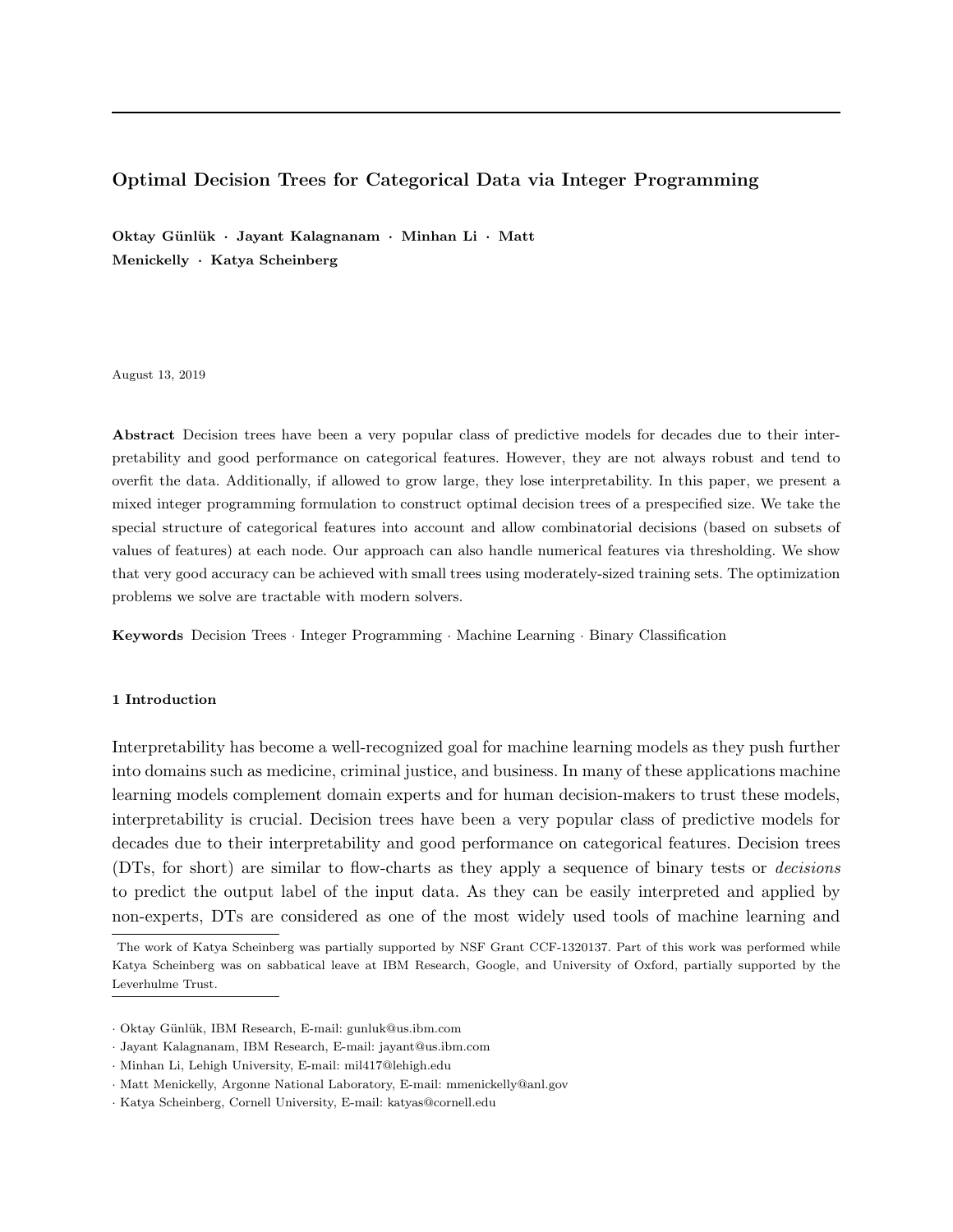# Optimal Decision Trees for Categorical Data via Integer Programming

**Oktay Günlük · Jayant Kalagnanam · Minhan Li · Matt Menickelly · Katya Scheinberg**

August 13, 2019

**Abstract** Decision trees have been a very popular class of predictive models for decades due to their interpretability and good performance on categorical features. However, they are not always robust and tend to overfit the data. Additionally, if allowed to grow large, they lose interpretability. In this paper, we present a mixed integer programming formulation to construct optimal decision trees of a prespecified size. We take the special structure of categorical features into account and allow combinatorial decisions (based on subsets of values of features) at each node. Our approach can also handle numerical features via thresholding. We show that very good accuracy can be achieved with small trees using moderately-sized training sets. The optimization problems we solve are tractable with modern solvers.

**Keywords** Decision Trees · Integer Programming · Machine Learning · Binary Classification

## 1 Introduction

Interpretability has become a well-recognized goal for machine learning models as they push further into domains such as medicine, criminal justice, and business. In many of these applications machine learning models complement domain experts and for human decision-makers to trust these models, interpretability is crucial. Decision trees have been a very popular class of predictive models for decades due to their interpretability and good performance on categorical features. Decision trees (DTs, for short) are similar to flow-charts as they apply a sequence of binary tests or *decisions* to predict the output label of the input data. As they can be easily interpreted and applied by non-experts, DTs are considered as one of the most widely used tools of machine learning and

The work of Katya Scheinberg was partially supported by NSF Grant CCF-1320137. Part of this work was performed while Katya Scheinberg was on sabbatical leave at IBM Research, Google, and University of Oxford, partially supported by the Leverhulme Trust.

· Oktay Günlük, IBM Research, E-mail: gunluk@us.ibm.com
· Jayant Kalagnanam, IBM Research, E-mail: jayant@us.ibm.com
· Minhan Li, Lehigh University, E-mail: mil417@lehigh.edu
· Matt Menickelly, Argonne National Laboratory, E-mail: mmenickelly@anl.gov
· Katya Scheinberg, Cornell University, E-mail: katyas@cornell.edu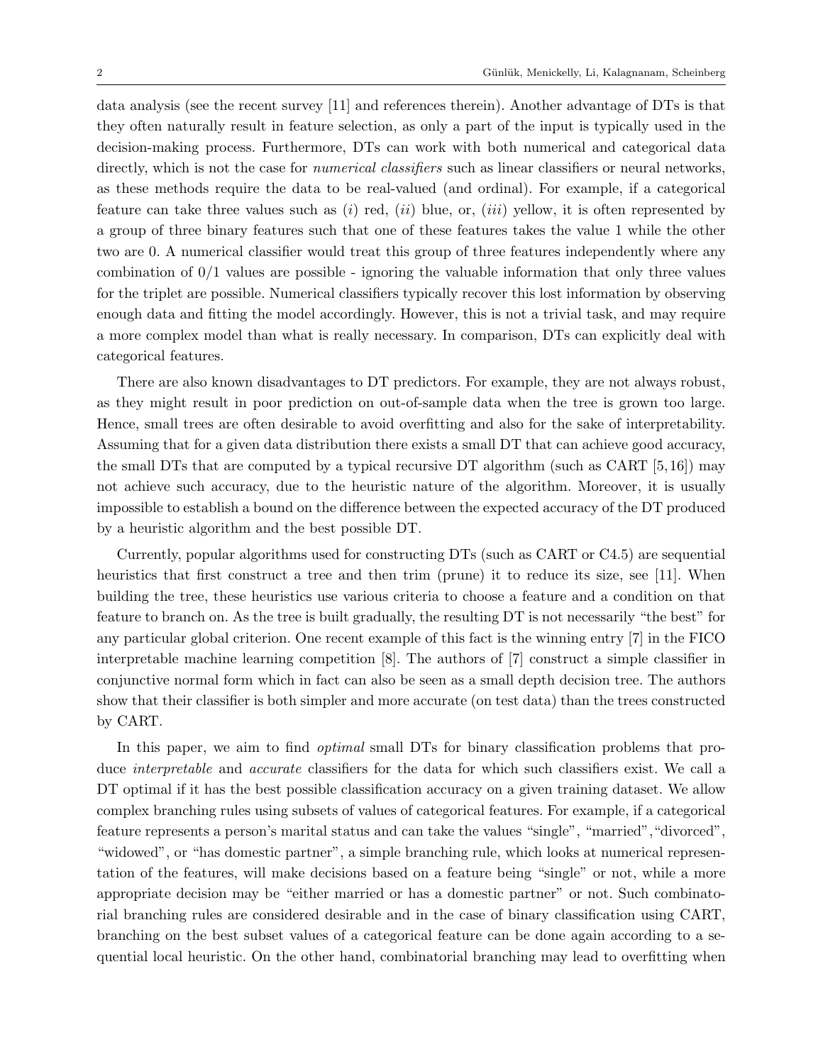data analysis (see the recent survey [11] and references therein). Another advantage of DTs is that they often naturally result in feature selection, as only a part of the input is typically used in the decision-making process. Furthermore, DTs can work with both numerical and categorical data directly, which is not the case for *numerical classifiers* such as linear classifiers or neural networks, as these methods require the data to be real-valued (and ordinal). For example, if a categorical feature can take three values such as (*i*) red, (*ii*) blue, or, (*iii*) yellow, it is often represented by a group of three binary features such that one of these features takes the value 1 while the other two are 0. A numerical classifier would treat this group of three features independently where any combination of 0/1 values are possible - ignoring the valuable information that only three values for the triplet are possible. Numerical classifiers typically recover this lost information by observing enough data and fitting the model accordingly. However, this is not a trivial task, and may require a more complex model than what is really necessary. In comparison, DTs can explicitly deal with categorical features.

There are also known disadvantages to DT predictors. For example, they are not always robust, as they might result in poor prediction on out-of-sample data when the tree is grown too large. Hence, small trees are often desirable to avoid overfitting and also for the sake of interpretability. Assuming that for a given data distribution there exists a small DT that can achieve good accuracy, the small DTs that are computed by a typical recursive DT algorithm (such as CART [5, 16]) may not achieve such accuracy, due to the heuristic nature of the algorithm. Moreover, it is usually impossible to establish a bound on the difference between the expected accuracy of the DT produced by a heuristic algorithm and the best possible DT.

Currently, popular algorithms used for constructing DTs (such as CART or C4.5) are sequential heuristics that first construct a tree and then trim (prune) it to reduce its size, see [11]. When building the tree, these heuristics use various criteria to choose a feature and a condition on that feature to branch on. As the tree is built gradually, the resulting DT is not necessarily "the best" for any particular global criterion. One recent example of this fact is the winning entry [7] in the FICO interpretable machine learning competition [8]. The authors of [7] construct a simple classifier in conjunctive normal form which in fact can also be seen as a small depth decision tree. The authors show that their classifier is both simpler and more accurate (on test data) than the trees constructed by CART.

In this paper, we aim to find *optimal* small DTs for binary classification problems that produce *interpretable* and *accurate* classifiers for the data for which such classifiers exist. We call a DT optimal if it has the best possible classification accuracy on a given training dataset. We allow complex branching rules using subsets of values of categorical features. For example, if a categorical feature represents a person's marital status and can take the values "single", "married","divorced", "widowed", or "has domestic partner", a simple branching rule, which looks at numerical representation of the features, will make decisions based on a feature being "single" or not, while a more appropriate decision may be "either married or has a domestic partner" or not. Such combinatorial branching rules are considered desirable and in the case of binary classification using CART, branching on the best subset values of a categorical feature can be done again according to a sequential local heuristic. On the other hand, combinatorial branching may lead to overfitting when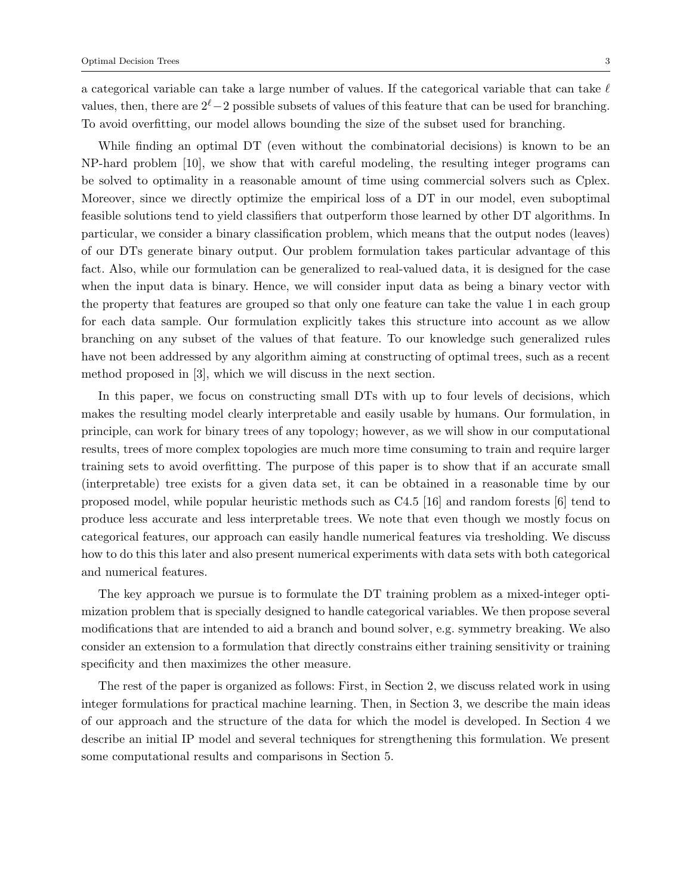a categorical variable can take a large number of values. If the categorical variable that can take $\ell$ values, then, there are $2^\ell - 2$ possible subsets of values of this feature that can be used for branching. To avoid overfitting, our model allows bounding the size of the subset used for branching.

While finding an optimal DT (even without the combinatorial decisions) is known to be an NP-hard problem [10], we show that with careful modeling, the resulting integer programs can be solved to optimality in a reasonable amount of time using commercial solvers such as Cplex. Moreover, since we directly optimize the empirical loss of a DT in our model, even suboptimal feasible solutions tend to yield classifiers that outperform those learned by other DT algorithms. In particular, we consider a binary classification problem, which means that the output nodes (leaves) of our DTs generate binary output. Our problem formulation takes particular advantage of this fact. Also, while our formulation can be generalized to real-valued data, it is designed for the case when the input data is binary. Hence, we will consider input data as being a binary vector with the property that features are grouped so that only one feature can take the value 1 in each group for each data sample. Our formulation explicitly takes this structure into account as we allow branching on any subset of the values of that feature. To our knowledge such generalized rules have not been addressed by any algorithm aiming at constructing of optimal trees, such as a recent method proposed in [3], which we will discuss in the next section.

In this paper, we focus on constructing small DTs with up to four levels of decisions, which makes the resulting model clearly interpretable and easily usable by humans. Our formulation, in principle, can work for binary trees of any topology; however, as we will show in our computational results, trees of more complex topologies are much more time consuming to train and require larger training sets to avoid overfitting. The purpose of this paper is to show that if an accurate small (interpretable) tree exists for a given data set, it can be obtained in a reasonable time by our proposed model, while popular heuristic methods such as C4.5 [16] and random forests [6] tend to produce less accurate and less interpretable trees. We note that even though we mostly focus on categorical features, our approach can easily handle numerical features via tresholding. We discuss how to do this this later and also present numerical experiments with data sets with both categorical and numerical features.

The key approach we pursue is to formulate the DT training problem as a mixed-integer optimization problem that is specially designed to handle categorical variables. We then propose several modifications that are intended to aid a branch and bound solver, e.g. symmetry breaking. We also consider an extension to a formulation that directly constrains either training sensitivity or training specificity and then maximizes the other measure.

The rest of the paper is organized as follows: First, in Section 2, we discuss related work in using integer formulations for practical machine learning. Then, in Section 3, we describe the main ideas of our approach and the structure of the data for which the model is developed. In Section 4 we describe an initial IP model and several techniques for strengthening this formulation. We present some computational results and comparisons in Section 5.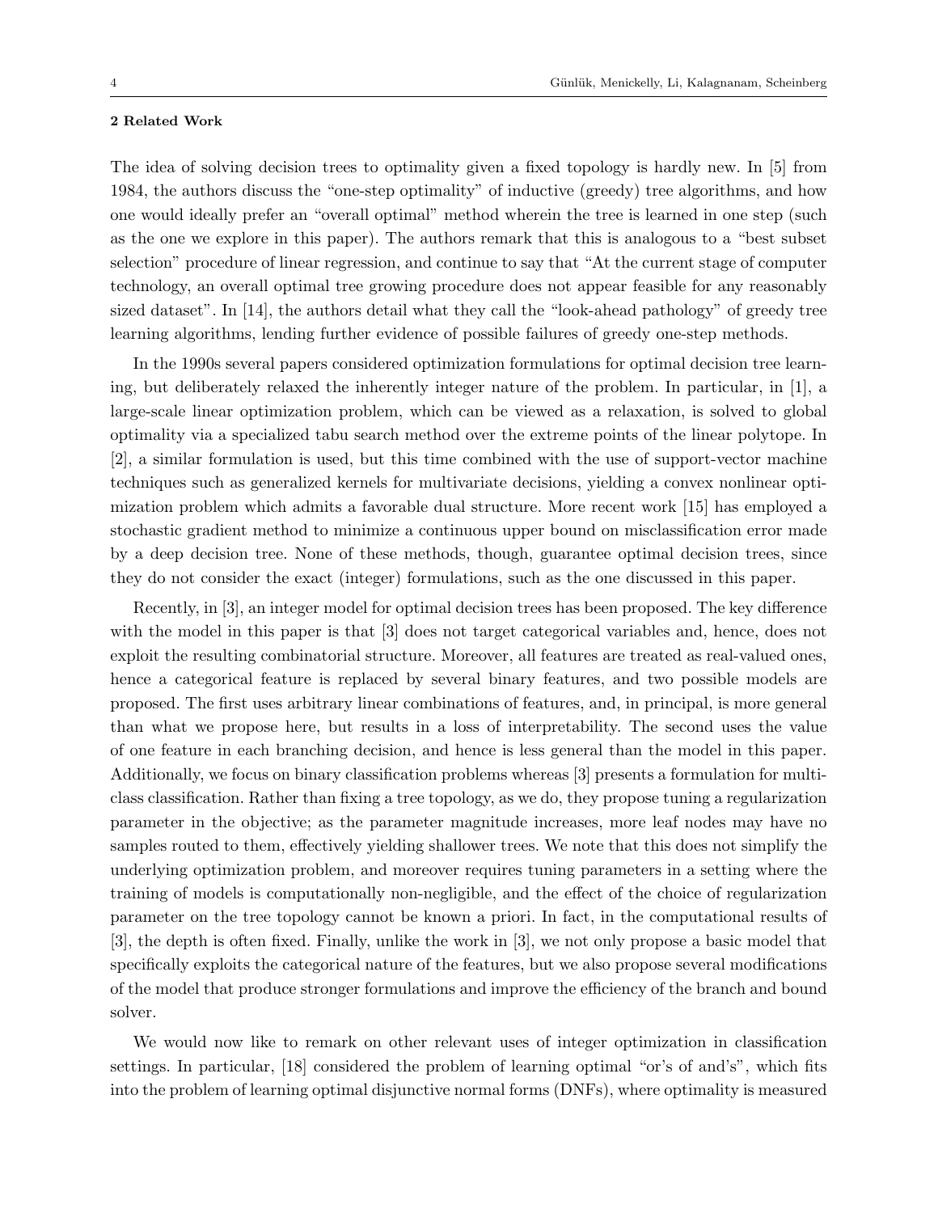## 2 Related Work

The idea of solving decision trees to optimality given a fixed topology is hardly new. In [5] from 1984, the authors discuss the "one-step optimality" of inductive (greedy) tree algorithms, and how one would ideally prefer an "overall optimal" method wherein the tree is learned in one step (such as the one we explore in this paper). The authors remark that this is analogous to a "best subset selection" procedure of linear regression, and continue to say that "At the current stage of computer technology, an overall optimal tree growing procedure does not appear feasible for any reasonably sized dataset". In [14], the authors detail what they call the "look-ahead pathology" of greedy tree learning algorithms, lending further evidence of possible failures of greedy one-step methods.

In the 1990s several papers considered optimization formulations for optimal decision tree learning, but deliberately relaxed the inherently integer nature of the problem. In particular, in [1], a large-scale linear optimization problem, which can be viewed as a relaxation, is solved to global optimality via a specialized tabu search method over the extreme points of the linear polytope. In [2], a similar formulation is used, but this time combined with the use of support-vector machine techniques such as generalized kernels for multivariate decisions, yielding a convex nonlinear optimization problem which admits a favorable dual structure. More recent work [15] has employed a stochastic gradient method to minimize a continuous upper bound on misclassification error made by a deep decision tree. None of these methods, though, guarantee optimal decision trees, since they do not consider the exact (integer) formulations, such as the one discussed in this paper.

Recently, in [3], an integer model for optimal decision trees has been proposed. The key difference with the model in this paper is that [3] does not target categorical variables and, hence, does not exploit the resulting combinatorial structure. Moreover, all features are treated as real-valued ones, hence a categorical feature is replaced by several binary features, and two possible models are proposed. The first uses arbitrary linear combinations of features, and, in principal, is more general than what we propose here, but results in a loss of interpretability. The second uses the value of one feature in each branching decision, and hence is less general than the model in this paper. Additionally, we focus on binary classification problems whereas [3] presents a formulation for multi-class classification. Rather than fixing a tree topology, as we do, they propose tuning a regularization parameter in the objective; as the parameter magnitude increases, more leaf nodes may have no samples routed to them, effectively yielding shallower trees. We note that this does not simplify the underlying optimization problem, and moreover requires tuning parameters in a setting where the training of models is computationally non-negligible, and the effect of the choice of regularization parameter on the tree topology cannot be known a priori. In fact, in the computational results of [3], the depth is often fixed. Finally, unlike the work in [3], we not only propose a basic model that specifically exploits the categorical nature of the features, but we also propose several modifications of the model that produce stronger formulations and improve the efficiency of the branch and bound solver.

We would now like to remark on other relevant uses of integer optimization in classification settings. In particular, [18] considered the problem of learning optimal "or's of and's", which fits into the problem of learning optimal disjunctive normal forms (DNFs), where optimality is measured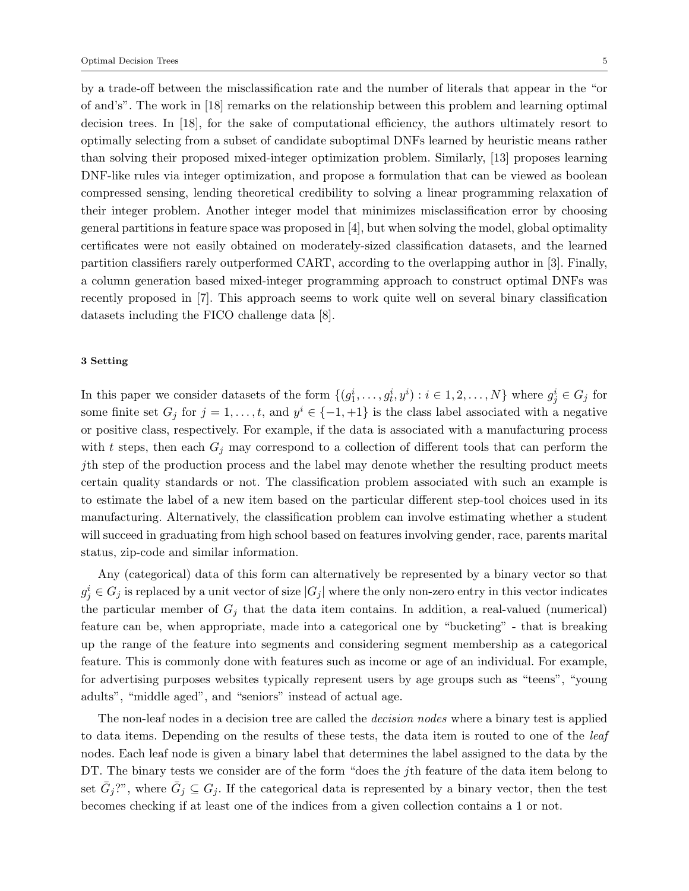by a trade-off between the misclassification rate and the number of literals that appear in the "or of and's". The work in [18] remarks on the relationship between this problem and learning optimal decision trees. In [18], for the sake of computational efficiency, the authors ultimately resort to optimally selecting from a subset of candidate suboptimal DNFs learned by heuristic means rather than solving their proposed mixed-integer optimization problem. Similarly, [13] proposes learning DNF-like rules via integer optimization, and propose a formulation that can be viewed as boolean compressed sensing, lending theoretical credibility to solving a linear programming relaxation of their integer problem. Another integer model that minimizes misclassification error by choosing general partitions in feature space was proposed in [4], but when solving the model, global optimality certificates were not easily obtained on moderately-sized classification datasets, and the learned partition classifiers rarely outperformed CART, according to the overlapping author in [3]. Finally, a column generation based mixed-integer programming approach to construct optimal DNFs was recently proposed in [7]. This approach seems to work quite well on several binary classification datasets including the FICO challenge data [8].

### 3 Setting

In this paper we consider datasets of the form $\{(g_1^i, \ldots, g_t^i, y^i) : i \in 1, 2, \ldots, N\}$ where $g_j^i \in G_j$ for some finite set $G_j$ for $j = 1, \ldots, t$, and $y^i \in \{-1, +1\}$ is the class label associated with a negative or positive class, respectively. For example, if the data is associated with a manufacturing process with $t$ steps, then each $G_j$ may correspond to a collection of different tools that can perform the $j$th step of the production process and the label may denote whether the resulting product meets certain quality standards or not. The classification problem associated with such an example is to estimate the label of a new item based on the particular different step-tool choices used in its manufacturing. Alternatively, the classification problem can involve estimating whether a student will succeed in graduating from high school based on features involving gender, race, parents marital status, zip-code and similar information.

Any (categorical) data of this form can alternatively be represented by a binary vector so that $g_j^i \in G_j$ is replaced by a unit vector of size $|G_j|$ where the only non-zero entry in this vector indicates the particular member of $G_j$ that the data item contains. In addition, a real-valued (numerical) feature can be, when appropriate, made into a categorical one by "bucketing" - that is breaking up the range of the feature into segments and considering segment membership as a categorical feature. This is commonly done with features such as income or age of an individual. For example, for advertising purposes websites typically represent users by age groups such as "teens", "young adults", "middle aged", and "seniors" instead of actual age.

The non-leaf nodes in a decision tree are called the *decision nodes* where a binary test is applied to data items. Depending on the results of these tests, the data item is routed to one of the *leaf* nodes. Each leaf node is given a binary label that determines the label assigned to the data by the DT. The binary tests we consider are of the form "does the $j$th feature of the data item belong to set $\bar{G}_j$?", where $\bar{G}_j \subseteq G_j$. If the categorical data is represented by a binary vector, then the test becomes checking if at least one of the indices from a given collection contains a 1 or not.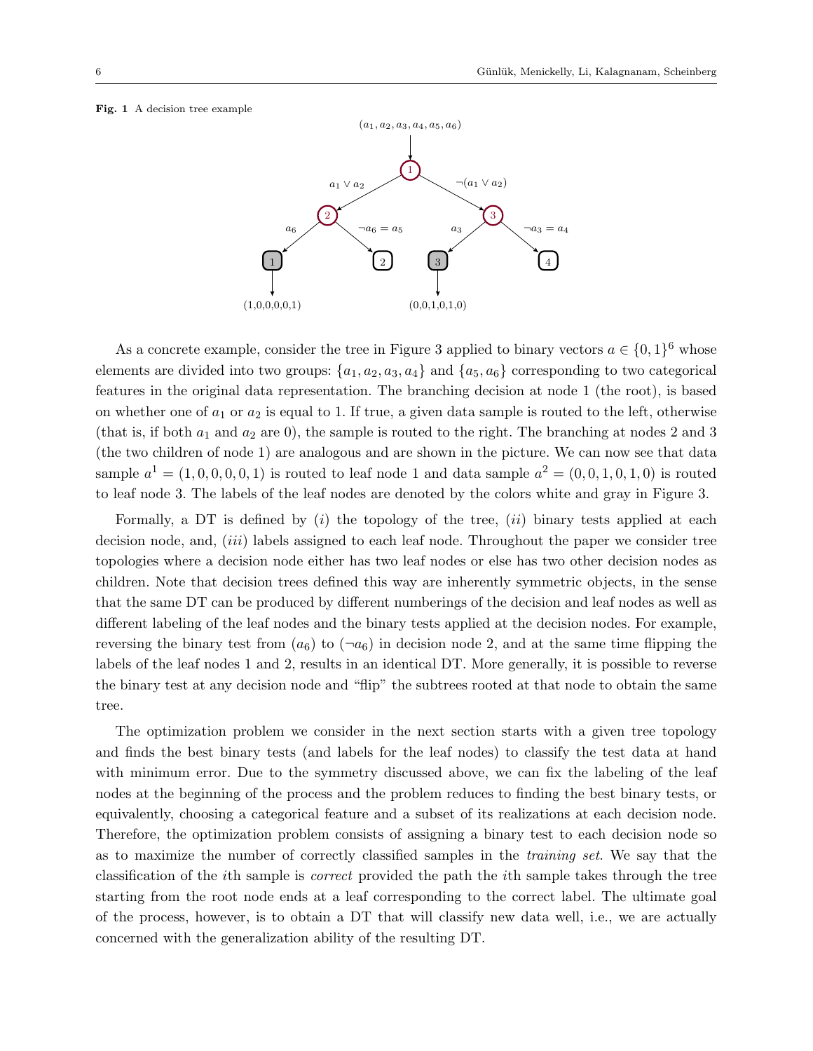**Fig. 1** A decision tree example

As a concrete example, consider the tree in Figure 3 applied to binary vectors $a \in \{0,1\}^6$ whose elements are divided into two groups: $\{a_1, a_2, a_3, a_4\}$ and $\{a_5, a_6\}$ corresponding to two categorical features in the original data representation. The branching decision at node 1 (the root), is based on whether one of $a_1$ or $a_2$ is equal to 1. If true, a given data sample is routed to the left, otherwise (that is, if both $a_1$ and $a_2$ are 0), the sample is routed to the right. The branching at nodes 2 and 3 (the two children of node 1) are analogous and are shown in the picture. We can now see that data sample $a^1 = (1,0,0,0,0,1)$ is routed to leaf node 1 and data sample $a^2 = (0,0,1,0,1,0)$ is routed to leaf node 3. The labels of the leaf nodes are denoted by the colors white and gray in Figure 3.

Formally, a DT is defined by $(i)$ the topology of the tree, $(ii)$ binary tests applied at each decision node, and, $(iii)$ labels assigned to each leaf node. Throughout the paper we consider tree topologies where a decision node either has two leaf nodes or else has two other decision nodes as children. Note that decision trees defined this way are inherently symmetric objects, in the sense that the same DT can be produced by different numberings of the decision and leaf nodes as well as different labeling of the leaf nodes and the binary tests applied at the decision nodes. For example, reversing the binary test from $(a_6)$ to $(\neg a_6)$ in decision node 2, and at the same time flipping the labels of the leaf nodes 1 and 2, results in an identical DT. More generally, it is possible to reverse the binary test at any decision node and "flip" the subtrees rooted at that node to obtain the same tree.

The optimization problem we consider in the next section starts with a given tree topology and finds the best binary tests (and labels for the leaf nodes) to classify the test data at hand with minimum error. Due to the symmetry discussed above, we can fix the labeling of the leaf nodes at the beginning of the process and the problem reduces to finding the best binary tests, or equivalently, choosing a categorical feature and a subset of its realizations at each decision node. Therefore, the optimization problem consists of assigning a binary test to each decision node so as to maximize the number of correctly classified samples in the *training set*. We say that the classification of the $i$th sample is *correct* provided the path the $i$th sample takes through the tree starting from the root node ends at a leaf corresponding to the correct label. The ultimate goal of the process, however, is to obtain a DT that will classify new data well, i.e., we are actually concerned with the generalization ability of the resulting DT.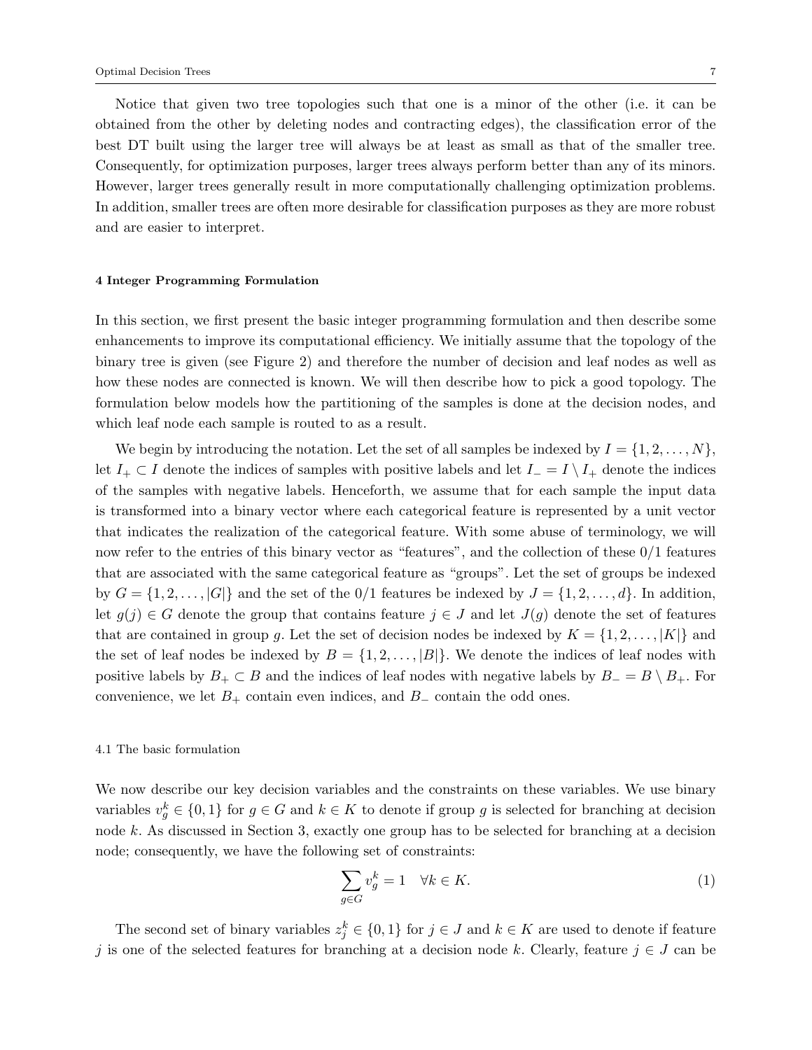Notice that given two tree topologies such that one is a minor of the other (i.e. it can be obtained from the other by deleting nodes and contracting edges), the classification error of the best DT built using the larger tree will always be at least as small as that of the smaller tree. Consequently, for optimization purposes, larger trees always perform better than any of its minors. However, larger trees generally result in more computationally challenging optimization problems. In addition, smaller trees are often more desirable for classification purposes as they are more robust and are easier to interpret.

## 4 Integer Programming Formulation

In this section, we first present the basic integer programming formulation and then describe some enhancements to improve its computational efficiency. We initially assume that the topology of the binary tree is given (see Figure 2) and therefore the number of decision and leaf nodes as well as how these nodes are connected is known. We will then describe how to pick a good topology. The formulation below models how the partitioning of the samples is done at the decision nodes, and which leaf node each sample is routed to as a result.

We begin by introducing the notation. Let the set of all samples be indexed by $I = \{1, 2, \ldots, N\}$, let $I_+ \subset I$ denote the indices of samples with positive labels and let $I_- = I \setminus I_+$ denote the indices of the samples with negative labels. Henceforth, we assume that for each sample the input data is transformed into a binary vector where each categorical feature is represented by a unit vector that indicates the realization of the categorical feature. With some abuse of terminology, we will now refer to the entries of this binary vector as "features", and the collection of these 0/1 features that are associated with the same categorical feature as "groups". Let the set of groups be indexed by $G = \{1, 2, \ldots, |G|\}$ and the set of the 0/1 features be indexed by $J = \{1, 2, \ldots, d\}$. In addition, let $g(j) \in G$ denote the group that contains feature $j \in J$ and let $J(g)$ denote the set of features that are contained in group $g$. Let the set of decision nodes be indexed by $K = \{1, 2, \ldots, |K|\}$ and the set of leaf nodes be indexed by $B = \{1, 2, \ldots, |B|\}$. We denote the indices of leaf nodes with positive labels by $B_+ \subset B$ and the indices of leaf nodes with negative labels by $B_- = B \setminus B_+$. For convenience, we let $B_+$ contain even indices, and $B_-$ contain the odd ones.

### 4.1 The basic formulation

We now describe our key decision variables and the constraints on these variables. We use binary variables $v_g^k \in \{0, 1\}$ for $g \in G$ and $k \in K$ to denote if group $g$ is selected for branching at decision node $k$. As discussed in Section 3, exactly one group has to be selected for branching at a decision node; consequently, we have the following set of constraints:

$$\sum_{g \in G} v_g^k = 1 \quad \forall k \in K. \tag{1}$$

The second set of binary variables $z_j^k \in \{0, 1\}$ for $j \in J$ and $k \in K$ are used to denote if feature $j$ is one of the selected features for branching at a decision node $k$. Clearly, feature $j \in J$ can be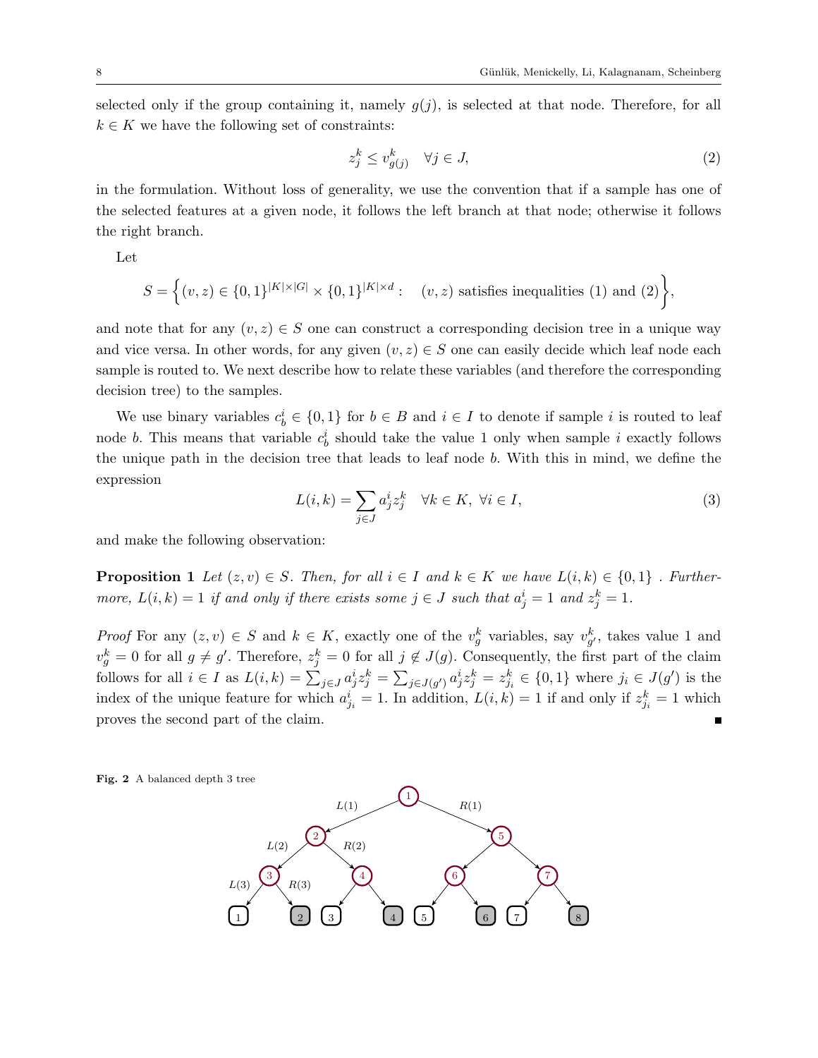selected only if the group containing it, namely $g(j)$, is selected at that node. Therefore, for all $k \in K$ we have the following set of constraints:

$$z_j^k \leq v_{g(j)}^k \quad \forall j \in J, \tag{2}$$

in the formulation. Without loss of generality, we use the convention that if a sample has one of the selected features at a given node, it follows the left branch at that node; otherwise it follows the right branch.

Let

$$S = \left\{ (v, z) \in \{0,1\}^{|K| \times |G|} \times \{0,1\}^{|K| \times d} : \quad (v, z) \text{ satisfies inequalities (1) and (2)} \right\},$$

and note that for any $(v, z) \in S$ one can construct a corresponding decision tree in a unique way and vice versa. In other words, for any given $(v, z) \in S$ one can easily decide which leaf node each sample is routed to. We next describe how to relate these variables (and therefore the corresponding decision tree) to the samples.

We use binary variables $c_b^i \in \{0, 1\}$ for $b \in B$ and $i \in I$ to denote if sample $i$ is routed to leaf node $b$. This means that variable $c_b^i$ should take the value 1 only when sample $i$ exactly follows the unique path in the decision tree that leads to leaf node $b$. With this in mind, we define the expression

$$L(i, k) = \sum_{j \in J} a_j^i z_j^k \quad \forall k \in K, \ \forall i \in I, \tag{3}$$

and make the following observation:

**Proposition 1** *Let $(z, v) \in S$. Then, for all $i \in I$ and $k \in K$ we have $L(i, k) \in \{0, 1\}$ . Furthermore, $L(i, k) = 1$ if and only if there exists some $j \in J$ such that $a_j^i = 1$ and $z_j^k = 1$.*

*Proof* For any $(z, v) \in S$ and $k \in K$, exactly one of the $v_g^k$ variables, say $v_{g'}^k$, takes value 1 and $v_g^k = 0$ for all $g \neq g'$. Therefore, $z_j^k = 0$ for all $j \notin J(g)$. Consequently, the first part of the claim follows for all $i \in I$ as $L(i, k) = \sum_{j \in J} a_j^i z_j^k = \sum_{j \in J(g')} a_j^i z_j^k = z_{j_i}^k \in \{0, 1\}$ where $j_i \in J(g')$ is the index of the unique feature for which $a_{j_i}^i = 1$. In addition, $L(i, k) = 1$ if and only if $z_{j_i}^k = 1$ which proves the second part of the claim. ∎

**Fig. 2** A balanced depth 3 tree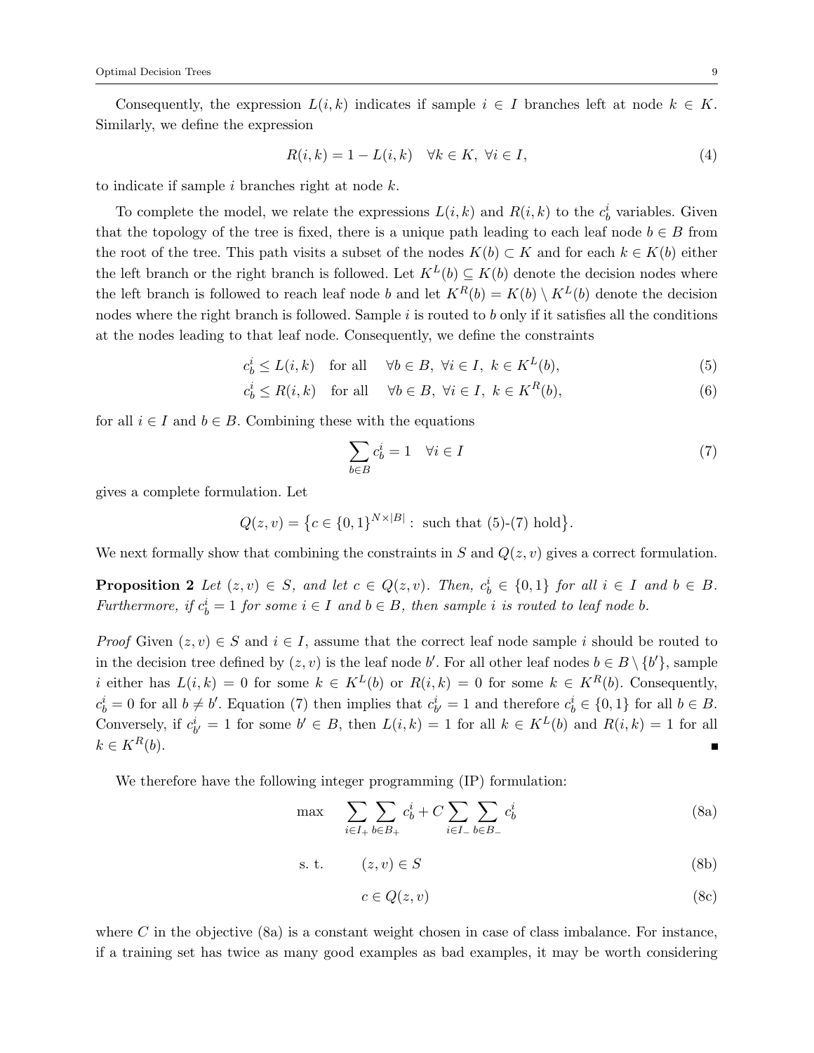Consequently, the expression $L(i,k)$ indicates if sample $i \in I$ branches left at node $k \in K$. Similarly, we define the expression

$$R(i,k) = 1 - L(i,k) \quad \forall k \in K, \ \forall i \in I, \tag{4}$$

to indicate if sample $i$ branches right at node $k$.

To complete the model, we relate the expressions $L(i,k)$ and $R(i,k)$ to the $c_b^i$ variables. Given that the topology of the tree is fixed, there is a unique path leading to each leaf node $b \in B$ from the root of the tree. This path visits a subset of the nodes $K(b) \subset K$ and for each $k \in K(b)$ either the left branch or the right branch is followed. Let $K^L(b) \subseteq K(b)$ denote the decision nodes where the left branch is followed to reach leaf node $b$ and let $K^R(b) = K(b) \setminus K^L(b)$ denote the decision nodes where the right branch is followed. Sample $i$ is routed to $b$ only if it satisfies all the conditions at the nodes leading to that leaf node. Consequently, we define the constraints

$$c_b^i \leq L(i,k) \quad \text{for all} \quad \forall b \in B, \ \forall i \in I, \ k \in K^L(b), \tag{5}$$

$$c_b^i \leq R(i,k) \quad \text{for all} \quad \forall b \in B, \ \forall i \in I, \ k \in K^R(b), \tag{6}$$

for all $i \in I$ and $b \in B$. Combining these with the equations

$$\sum_{b \in B} c_b^i = 1 \quad \forall i \in I \tag{7}$$

gives a complete formulation. Let

$$Q(z,v) = \{c \in \{0,1\}^{N \times |B|} : \text{ such that (5)-(7) hold}\}.$$

We next formally show that combining the constraints in $S$ and $Q(z,v)$ gives a correct formulation.

**Proposition 2** *Let $(z,v) \in S$, and let $c \in Q(z,v)$. Then, $c_b^i \in \{0,1\}$ for all $i \in I$ and $b \in B$. Furthermore, if $c_b^i = 1$ for some $i \in I$ and $b \in B$, then sample $i$ is routed to leaf node $b$.*

*Proof* Given $(z,v) \in S$ and $i \in I$, assume that the correct leaf node sample $i$ should be routed to in the decision tree defined by $(z,v)$ is the leaf node $b'$. For all other leaf nodes $b \in B \setminus \{b'\}$, sample $i$ either has $L(i,k) = 0$ for some $k \in K^L(b)$ or $R(i,k) = 0$ for some $k \in K^R(b)$. Consequently, $c_b^i = 0$ for all $b \neq b'$. Equation (7) then implies that $c_{b'}^i = 1$ and therefore $c_b^i \in \{0,1\}$ for all $b \in B$. Conversely, if $c_{b'}^i = 1$ for some $b' \in B$, then $L(i,k) = 1$ for all $k \in K^L(b)$ and $R(i,k) = 1$ for all $k \in K^R(b)$. ∎

We therefore have the following integer programming (IP) formulation:

$$\max \quad \sum_{i \in I_+} \sum_{b \in B_+} c_b^i + C \sum_{i \in I_-} \sum_{b \in B_-} c_b^i \tag{8a}$$

$$\text{s. t.} \qquad (z,v) \in S \tag{8b}$$

$$c \in Q(z,v) \tag{8c}$$

where $C$ in the objective (8a) is a constant weight chosen in case of class imbalance. For instance, if a training set has twice as many good examples as bad examples, it may be worth considering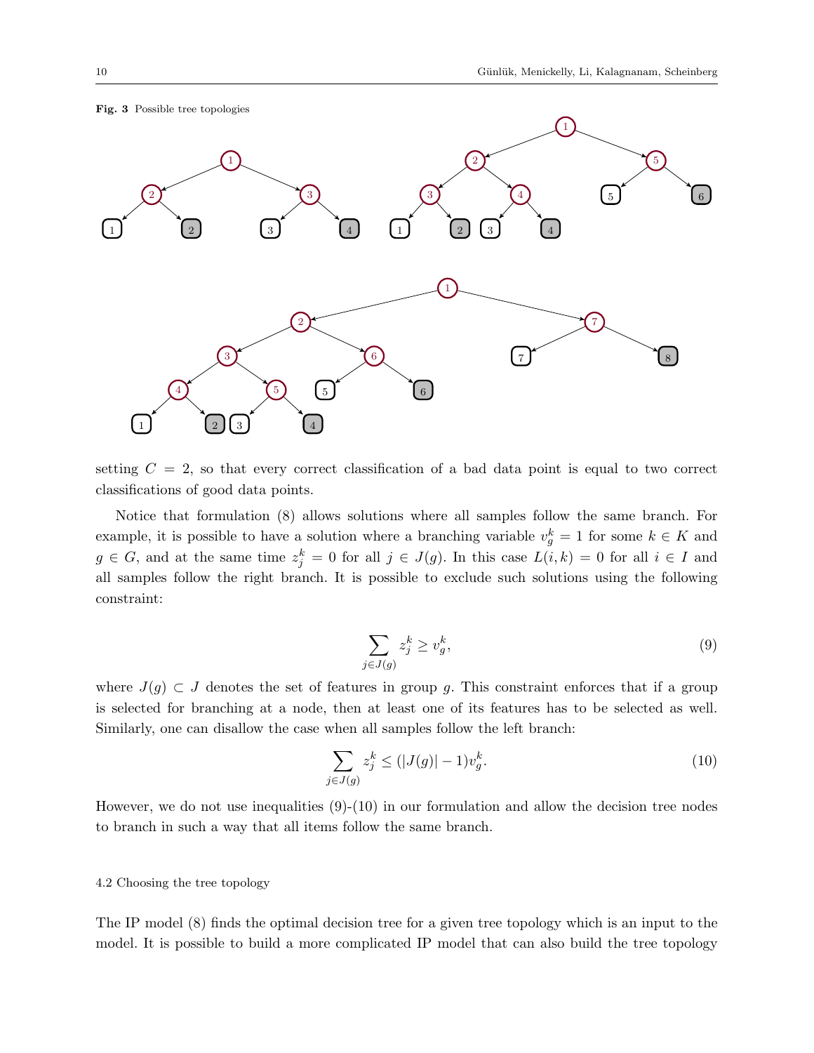**Fig. 3** Possible tree topologies

setting $C = 2$, so that every correct classification of a bad data point is equal to two correct classifications of good data points.

Notice that formulation (8) allows solutions where all samples follow the same branch. For example, it is possible to have a solution where a branching variable $v_g^k = 1$ for some $k \in K$ and $g \in G$, and at the same time $z_j^k = 0$ for all $j \in J(g)$. In this case $L(i,k) = 0$ for all $i \in I$ and all samples follow the right branch. It is possible to exclude such solutions using the following constraint:

$$\sum_{j \in J(g)} z_j^k \geq v_g^k, \tag{9}$$

where $J(g) \subset J$ denotes the set of features in group $g$. This constraint enforces that if a group is selected for branching at a node, then at least one of its features has to be selected as well. Similarly, one can disallow the case when all samples follow the left branch:

$$\sum_{j \in J(g)} z_j^k \leq (|J(g)| - 1)v_g^k. \tag{10}$$

However, we do not use inequalities (9)-(10) in our formulation and allow the decision tree nodes to branch in such a way that all items follow the same branch.

### 4.2 Choosing the tree topology

The IP model (8) finds the optimal decision tree for a given tree topology which is an input to the model. It is possible to build a more complicated IP model that can also build the tree topology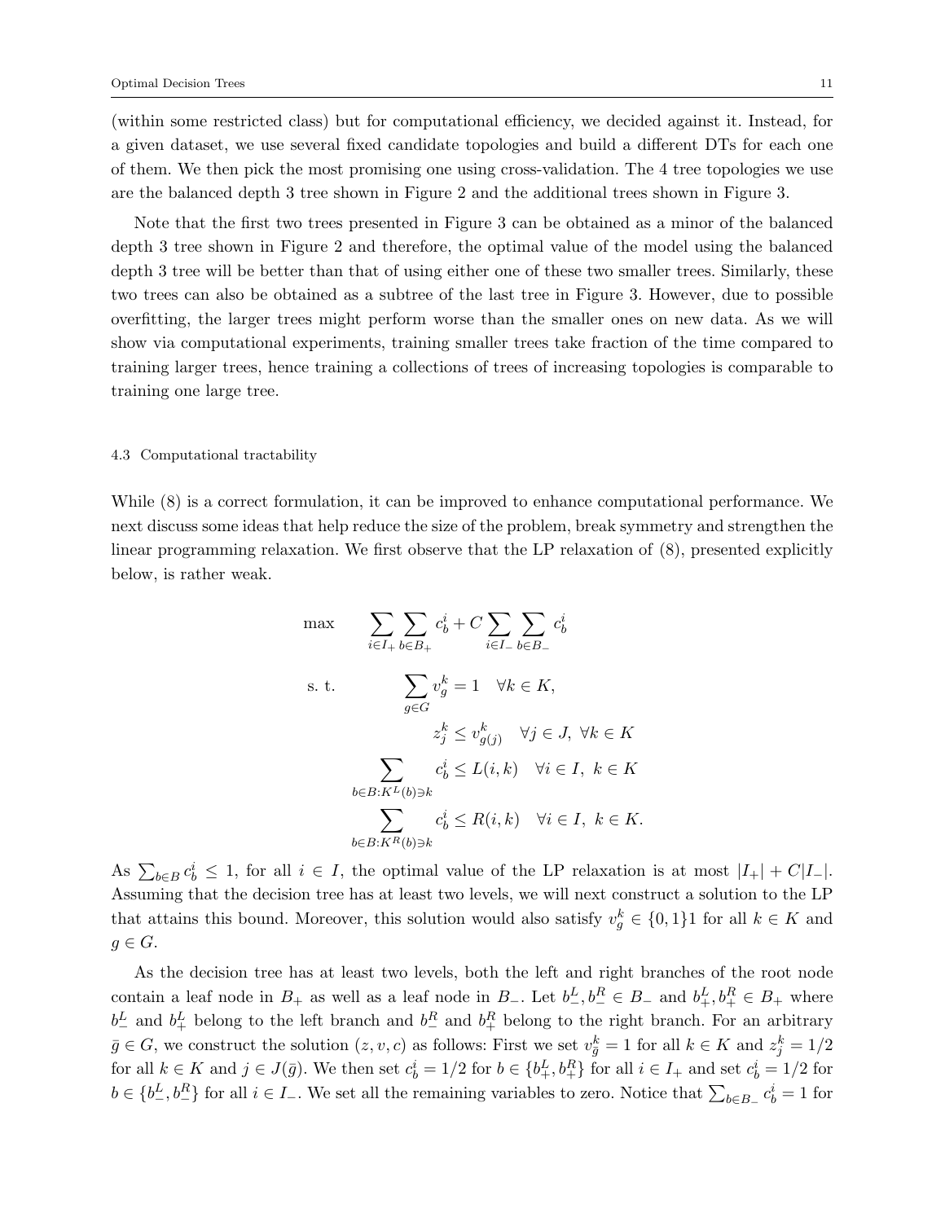(within some restricted class) but for computational efficiency, we decided against it. Instead, for a given dataset, we use several fixed candidate topologies and build a different DTs for each one of them. We then pick the most promising one using cross-validation. The 4 tree topologies we use are the balanced depth 3 tree shown in Figure 2 and the additional trees shown in Figure 3.

Note that the first two trees presented in Figure 3 can be obtained as a minor of the balanced depth 3 tree shown in Figure 2 and therefore, the optimal value of the model using the balanced depth 3 tree will be better than that of using either one of these two smaller trees. Similarly, these two trees can also be obtained as a subtree of the last tree in Figure 3. However, due to possible overfitting, the larger trees might perform worse than the smaller ones on new data. As we will show via computational experiments, training smaller trees take fraction of the time compared to training larger trees, hence training a collections of trees of increasing topologies is comparable to training one large tree.

### 4.3 Computational tractability

While (8) is a correct formulation, it can be improved to enhance computational performance. We next discuss some ideas that help reduce the size of the problem, break symmetry and strengthen the linear programming relaxation. We first observe that the LP relaxation of (8), presented explicitly below, is rather weak.

$$
\begin{aligned}
\max \quad & \sum_{i\in I_+}\sum_{b\in B_+} c_b^i + C\sum_{i\in I_-}\sum_{b\in B_-} c_b^i \\
\text{s. t.} \quad & \sum_{g\in G} v_g^k = 1 \quad \forall k\in K, \\
& z_j^k \le v_{g(j)}^k \quad \forall j\in J,\ \forall k\in K \\
& \sum_{b\in B: K^L(b)\ni k} c_b^i \le L(i,k) \quad \forall i\in I,\ k\in K \\
& \sum_{b\in B: K^R(b)\ni k} c_b^i \le R(i,k) \quad \forall i\in I,\ k\in K.
\end{aligned}
$$

As $\sum_{b\in B} c_b^i \le 1$, for all $i\in I$, the optimal value of the LP relaxation is at most $|I_+| + C|I_-|$. Assuming that the decision tree has at least two levels, we will next construct a solution to the LP that attains this bound. Moreover, this solution would also satisfy $v_g^k \in \{0,1\}1$ for all $k\in K$ and $g\in G$.

As the decision tree has at least two levels, both the left and right branches of the root node contain a leaf node in $B_+$ as well as a leaf node in $B_-$. Let $b_-^L, b_-^R \in B_-$ and $b_+^L, b_+^R \in B_+$ where $b_-^L$ and $b_+^L$ belong to the left branch and $b_-^R$ and $b_+^R$ belong to the right branch. For an arbitrary $\bar{g}\in G$, we construct the solution $(z,v,c)$ as follows: First we set $v_{\bar{g}}^k = 1$ for all $k\in K$ and $z_j^k = 1/2$ for all $k\in K$ and $j\in J(\bar{g})$. We then set $c_b^i = 1/2$ for $b\in\{b_+^L, b_+^R\}$ for all $i\in I_+$ and set $c_b^i = 1/2$ for $b\in\{b_-^L, b_-^R\}$ for all $i\in I_-$. We set all the remaining variables to zero. Notice that $\sum_{b\in B_-} c_b^i = 1$ for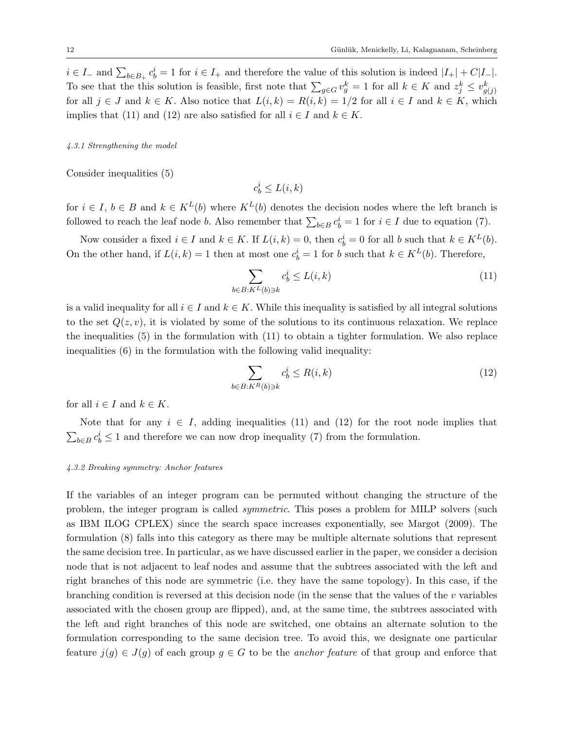$i \in I_-$ and $\sum_{b \in B_+} c_b^i = 1$ for $i \in I_+$ and therefore the value of this solution is indeed $|I_+| + C|I_-|$. To see that the this solution is feasible, first note that $\sum_{g \in G} v_g^k = 1$ for all $k \in K$ and $z_j^k \le v_{g(j)}^k$ for all $j \in J$ and $k \in K$. Also notice that $L(i,k) = R(i,k) = 1/2$ for all $i \in I$ and $k \in K$, which implies that (11) and (12) are also satisfied for all $i \in I$ and $k \in K$.

#### 4.3.1 Strengthening the model

Consider inequalities (5)

$$c_b^i \le L(i,k)$$

for $i \in I$, $b \in B$ and $k \in K^L(b)$ where $K^L(b)$ denotes the decision nodes where the left branch is followed to reach the leaf node $b$. Also remember that $\sum_{b \in B} c_b^i = 1$ for $i \in I$ due to equation (7).

Now consider a fixed $i \in I$ and $k \in K$. If $L(i,k) = 0$, then $c_b^i = 0$ for all $b$ such that $k \in K^L(b)$. On the other hand, if $L(i,k) = 1$ then at most one $c_b^i = 1$ for $b$ such that $k \in K^L(b)$. Therefore,

$$\sum_{b \in B : K^L(b) \ni k} c_b^i \le L(i,k) \tag{11}$$

is a valid inequality for all $i \in I$ and $k \in K$. While this inequality is satisfied by all integral solutions to the set $Q(z,v)$, it is violated by some of the solutions to its continuous relaxation. We replace the inequalities (5) in the formulation with (11) to obtain a tighter formulation. We also replace inequalities (6) in the formulation with the following valid inequality:

$$\sum_{b \in B : K^R(b) \ni k} c_b^i \le R(i,k) \tag{12}$$

for all $i \in I$ and $k \in K$.

Note that for any $i \in I$, adding inequalities (11) and (12) for the root node implies that $\sum_{b \in B} c_b^i \le 1$ and therefore we can now drop inequality (7) from the formulation.

#### 4.3.2 Breaking symmetry: Anchor features

If the variables of an integer program can be permuted without changing the structure of the problem, the integer program is called *symmetric*. This poses a problem for MILP solvers (such as IBM ILOG CPLEX) since the search space increases exponentially, see Margot (2009). The formulation (8) falls into this category as there may be multiple alternate solutions that represent the same decision tree. In particular, as we have discussed earlier in the paper, we consider a decision node that is not adjacent to leaf nodes and assume that the subtrees associated with the left and right branches of this node are symmetric (i.e. they have the same topology). In this case, if the branching condition is reversed at this decision node (in the sense that the values of the $v$ variables associated with the chosen group are flipped), and, at the same time, the subtrees associated with the left and right branches of this node are switched, one obtains an alternate solution to the formulation corresponding to the same decision tree. To avoid this, we designate one particular feature $j(g) \in J(g)$ of each group $g \in G$ to be the *anchor feature* of that group and enforce that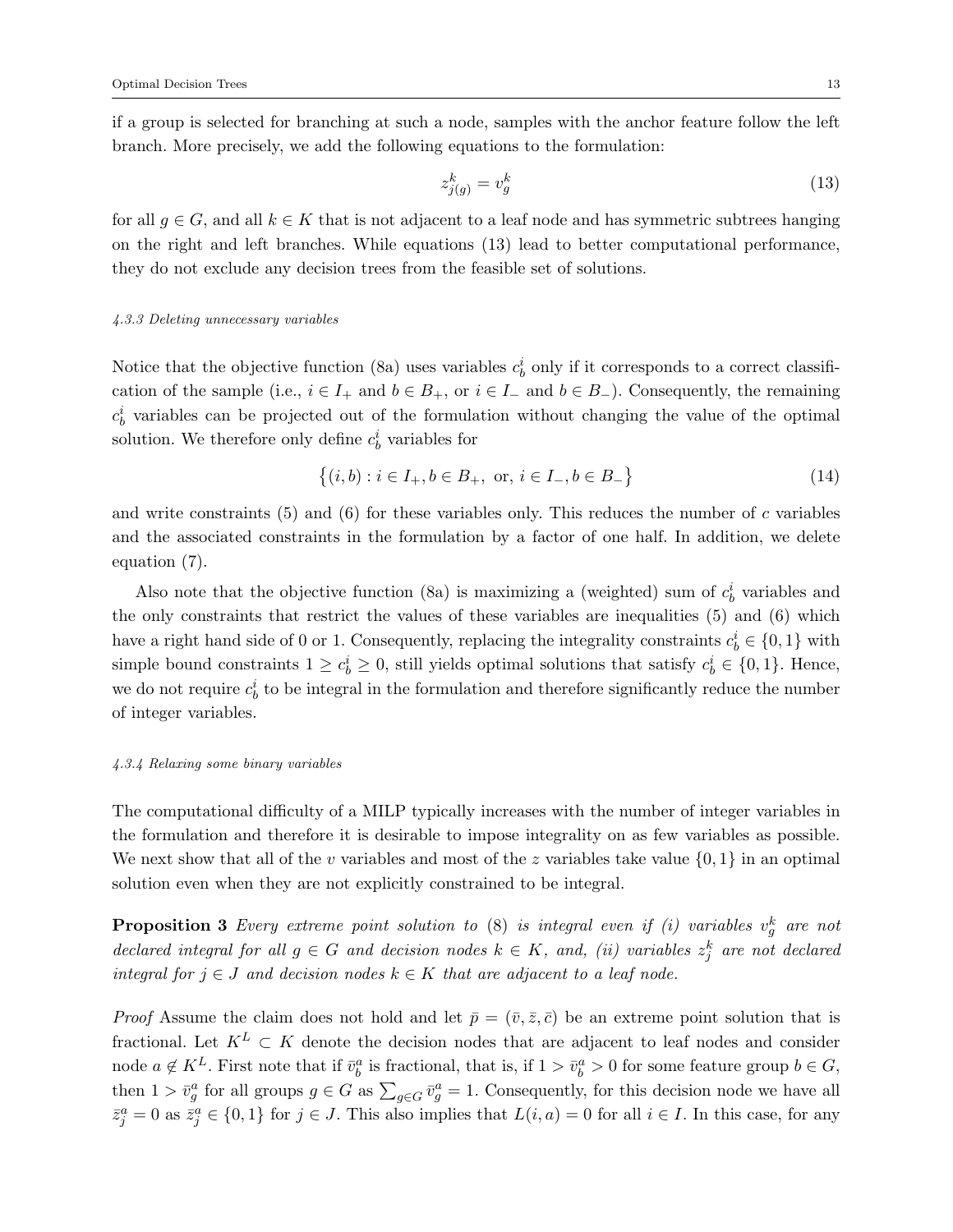if a group is selected for branching at such a node, samples with the anchor feature follow the left branch. More precisely, we add the following equations to the formulation:

$$z^k_{j(g)} = v^k_g \tag{13}$$

for all $g \in G$, and all $k \in K$ that is not adjacent to a leaf node and has symmetric subtrees hanging on the right and left branches. While equations (13) lead to better computational performance, they do not exclude any decision trees from the feasible set of solutions.

#### *4.3.3 Deleting unnecessary variables*

Notice that the objective function (8a) uses variables $c^i_b$ only if it corresponds to a correct classification of the sample (i.e., $i \in I_+$ and $b \in B_+$, or $i \in I_-$ and $b \in B_-$). Consequently, the remaining $c^i_b$ variables can be projected out of the formulation without changing the value of the optimal solution. We therefore only define $c^i_b$ variables for

$$\big\{(i, b) : i \in I_+, b \in B_+, \text{ or, } i \in I_-, b \in B_-\big\} \tag{14}$$

and write constraints (5) and (6) for these variables only. This reduces the number of $c$ variables and the associated constraints in the formulation by a factor of one half. In addition, we delete equation (7).

Also note that the objective function (8a) is maximizing a (weighted) sum of $c^i_b$ variables and the only constraints that restrict the values of these variables are inequalities (5) and (6) which have a right hand side of 0 or 1. Consequently, replacing the integrality constraints $c^i_b \in \{0, 1\}$ with simple bound constraints $1 \geq c^i_b \geq 0$, still yields optimal solutions that satisfy $c^i_b \in \{0, 1\}$. Hence, we do not require $c^i_b$ to be integral in the formulation and therefore significantly reduce the number of integer variables.

#### *4.3.4 Relaxing some binary variables*

The computational difficulty of a MILP typically increases with the number of integer variables in the formulation and therefore it is desirable to impose integrality on as few variables as possible. We next show that all of the $v$ variables and most of the $z$ variables take value $\{0, 1\}$ in an optimal solution even when they are not explicitly constrained to be integral.

**Proposition 3** *Every extreme point solution to* (8) *is integral even if (i) variables $v^k_g$ are not declared integral for all $g \in G$ and decision nodes $k \in K$, and, (ii) variables $z^k_j$ are not declared integral for $j \in J$ and decision nodes $k \in K$ that are adjacent to a leaf node.*

*Proof* Assume the claim does not hold and let $\bar{p} = (\bar{v}, \bar{z}, \bar{c})$ be an extreme point solution that is fractional. Let $K^L \subset K$ denote the decision nodes that are adjacent to leaf nodes and consider node $a \notin K^L$. First note that if $\bar{v}^a_b$ is fractional, that is, if $1 > \bar{v}^a_b > 0$ for some feature group $b \in G$, then $1 > \bar{v}^a_g$ for all groups $g \in G$ as $\sum_{g \in G} \bar{v}^a_g = 1$. Consequently, for this decision node we have all $\bar{z}^a_j = 0$ as $\bar{z}^a_j \in \{0, 1\}$ for $j \in J$. This also implies that $L(i, a) = 0$ for all $i \in I$. In this case, for any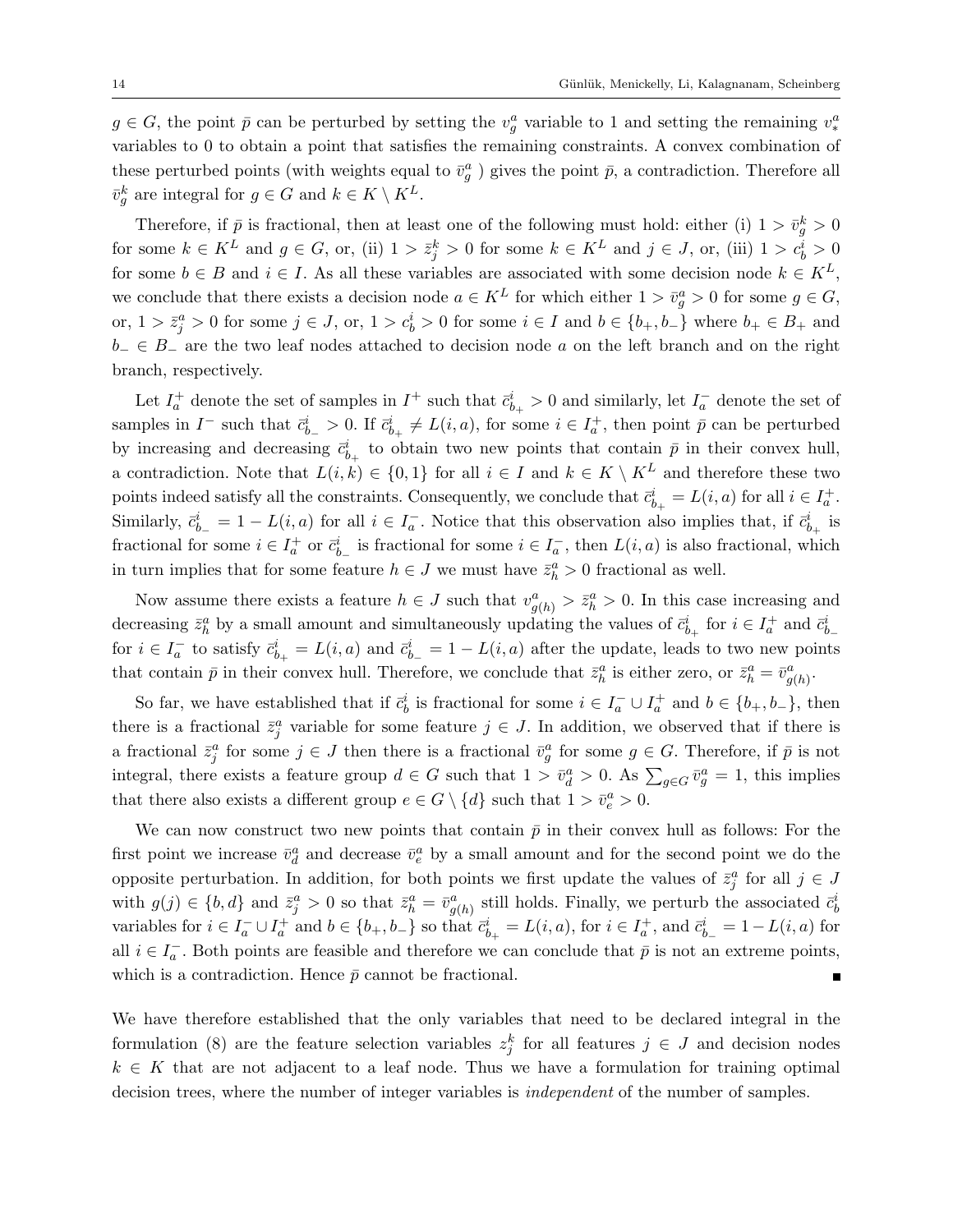$g \in G$, the point $\bar{p}$ can be perturbed by setting the $v^a_g$ variable to 1 and setting the remaining $v^a_*$ variables to 0 to obtain a point that satisfies the remaining constraints. A convex combination of these perturbed points (with weights equal to $\bar{v}^a_g$ ) gives the point $\bar{p}$, a contradiction. Therefore all $\bar{v}^k_g$ are integral for $g \in G$ and $k \in K \setminus K^L$.

Therefore, if $\bar{p}$ is fractional, then at least one of the following must hold: either (i) $1 > \bar{v}^k_g > 0$ for some $k \in K^L$ and $g \in G$, or, (ii) $1 > \bar{z}^k_j > 0$ for some $k \in K^L$ and $j \in J$, or, (iii) $1 > c^i_b > 0$ for some $b \in B$ and $i \in I$. As all these variables are associated with some decision node $k \in K^L$, we conclude that there exists a decision node $a \in K^L$ for which either $1 > \bar{v}^a_g > 0$ for some $g \in G$, or, $1 > \bar{z}^a_j > 0$ for some $j \in J$, or, $1 > c^i_b > 0$ for some $i \in I$ and $b \in \{b_+, b_-\}$ where $b_+ \in B_+$ and $b_- \in B_-$ are the two leaf nodes attached to decision node $a$ on the left branch and on the right branch, respectively.

Let $I^+_a$ denote the set of samples in $I^+$ such that $\bar{c}^i_{b_+} > 0$ and similarly, let $I^-_a$ denote the set of samples in $I^-$ such that $\bar{c}^i_{b_-} > 0$. If $\bar{c}^i_{b_+} \neq L(i,a)$, for some $i \in I^+_a$, then point $\bar{p}$ can be perturbed by increasing and decreasing $\bar{c}^i_{b_+}$ to obtain two new points that contain $\bar{p}$ in their convex hull, a contradiction. Note that $L(i,k) \in \{0,1\}$ for all $i \in I$ and $k \in K \setminus K^L$ and therefore these two points indeed satisfy all the constraints. Consequently, we conclude that $\bar{c}^i_{b_+} = L(i,a)$ for all $i \in I^+_a$. Similarly, $\bar{c}^i_{b_-} = 1 - L(i,a)$ for all $i \in I^-_a$. Notice that this observation also implies that, if $\bar{c}^i_{b_+}$ is fractional for some $i \in I^+_a$ or $\bar{c}^i_{b_-}$ is fractional for some $i \in I^-_a$, then $L(i,a)$ is also fractional, which in turn implies that for some feature $h \in J$ we must have $\bar{z}^a_h > 0$ fractional as well.

Now assume there exists a feature $h \in J$ such that $v^a_{g(h)} > \bar{z}^a_h > 0$. In this case increasing and decreasing $\bar{z}^a_h$ by a small amount and simultaneously updating the values of $\bar{c}^i_{b_+}$ for $i \in I^+_a$ and $\bar{c}^i_{b_-}$ for $i \in I^-_a$ to satisfy $\bar{c}^i_{b_+} = L(i,a)$ and $\bar{c}^i_{b_-} = 1 - L(i,a)$ after the update, leads to two new points that contain $\bar{p}$ in their convex hull. Therefore, we conclude that $\bar{z}^a_h$ is either zero, or $\bar{z}^a_h = \bar{v}^a_{g(h)}$.

So far, we have established that if $\bar{c}^i_b$ is fractional for some $i \in I^-_a \cup I^+_a$ and $b \in \{b_+, b_-\}$, then there is a fractional $\bar{z}^a_j$ variable for some feature $j \in J$. In addition, we observed that if there is a fractional $\bar{z}^a_j$ for some $j \in J$ then there is a fractional $\bar{v}^a_g$ for some $g \in G$. Therefore, if $\bar{p}$ is not integral, there exists a feature group $d \in G$ such that $1 > \bar{v}^a_d > 0$. As $\sum_{g \in G} \bar{v}^a_g = 1$, this implies that there also exists a different group $e \in G \setminus \{d\}$ such that $1 > \bar{v}^a_e > 0$.

We can now construct two new points that contain $\bar{p}$ in their convex hull as follows: For the first point we increase $\bar{v}^a_d$ and decrease $\bar{v}^a_e$ by a small amount and for the second point we do the opposite perturbation. In addition, for both points we first update the values of $\bar{z}^a_j$ for all $j \in J$ with $g(j) \in \{b,d\}$ and $\bar{z}^a_j > 0$ so that $\bar{z}^a_h = \bar{v}^a_{g(h)}$ still holds. Finally, we perturb the associated $\bar{c}^i_b$ variables for $i \in I^-_a \cup I^+_a$ and $b \in \{b_+, b_-\}$ so that $\bar{c}^i_{b_+} = L(i,a)$, for $i \in I^+_a$, and $\bar{c}^i_{b_-} = 1 - L(i,a)$ for all $i \in I^-_a$. Both points are feasible and therefore we can conclude that $\bar{p}$ is not an extreme points, which is a contradiction. Hence $\bar{p}$ cannot be fractional. ∎

We have therefore established that the only variables that need to be declared integral in the formulation (8) are the feature selection variables $z^k_j$ for all features $j \in J$ and decision nodes $k \in K$ that are not adjacent to a leaf node. Thus we have a formulation for training optimal decision trees, where the number of integer variables is *independent* of the number of samples.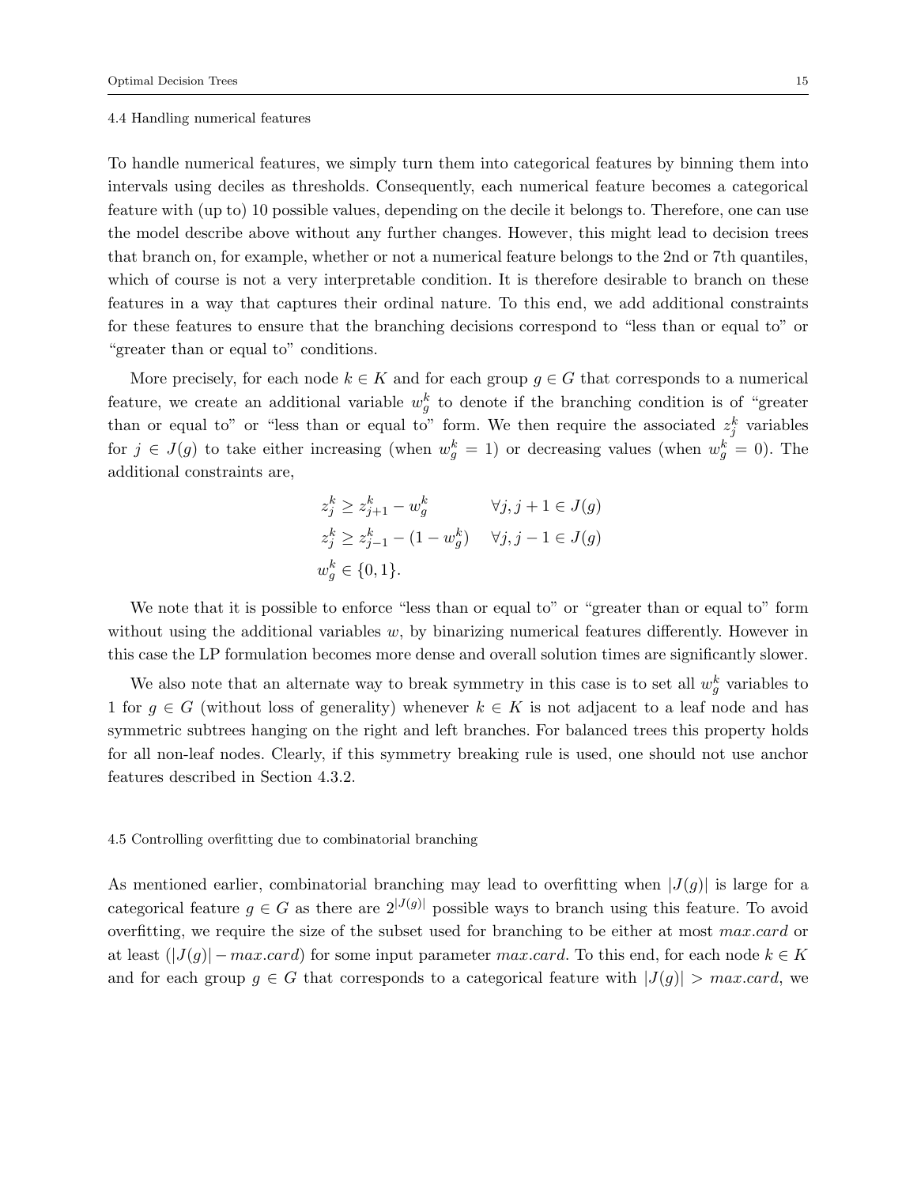#### 4.4 Handling numerical features

To handle numerical features, we simply turn them into categorical features by binning them into intervals using deciles as thresholds. Consequently, each numerical feature becomes a categorical feature with (up to) 10 possible values, depending on the decile it belongs to. Therefore, one can use the model describe above without any further changes. However, this might lead to decision trees that branch on, for example, whether or not a numerical feature belongs to the 2nd or 7th quantiles, which of course is not a very interpretable condition. It is therefore desirable to branch on these features in a way that captures their ordinal nature. To this end, we add additional constraints for these features to ensure that the branching decisions correspond to "less than or equal to" or "greater than or equal to" conditions.

More precisely, for each node $k \in K$ and for each group $g \in G$ that corresponds to a numerical feature, we create an additional variable $w_g^k$ to denote if the branching condition is of "greater than or equal to" or "less than or equal to" form. We then require the associated $z_j^k$ variables for $j \in J(g)$ to take either increasing (when $w_g^k = 1$) or decreasing values (when $w_g^k = 0$). The additional constraints are,

$$
\begin{aligned}
& z_j^k \geq z_{j+1}^k - w_g^k && \forall j, j+1 \in J(g) \\
& z_j^k \geq z_{j-1}^k - (1 - w_g^k) && \forall j, j-1 \in J(g) \\
& w_g^k \in \{0, 1\}.
\end{aligned}
$$

We note that it is possible to enforce "less than or equal to" or "greater than or equal to" form without using the additional variables $w$, by binarizing numerical features differently. However in this case the LP formulation becomes more dense and overall solution times are significantly slower.

We also note that an alternate way to break symmetry in this case is to set all $w_g^k$ variables to 1 for $g \in G$ (without loss of generality) whenever $k \in K$ is not adjacent to a leaf node and has symmetric subtrees hanging on the right and left branches. For balanced trees this property holds for all non-leaf nodes. Clearly, if this symmetry breaking rule is used, one should not use anchor features described in Section 4.3.2.

#### 4.5 Controlling overfitting due to combinatorial branching

As mentioned earlier, combinatorial branching may lead to overfitting when $|J(g)|$ is large for a categorical feature $g \in G$ as there are $2^{|J(g)|}$ possible ways to branch using this feature. To avoid overfitting, we require the size of the subset used for branching to be either at most $max.card$ or at least $(|J(g)| - max.card)$ for some input parameter $max.card$. To this end, for each node $k \in K$ and for each group $g \in G$ that corresponds to a categorical feature with $|J(g)| > max.card$, we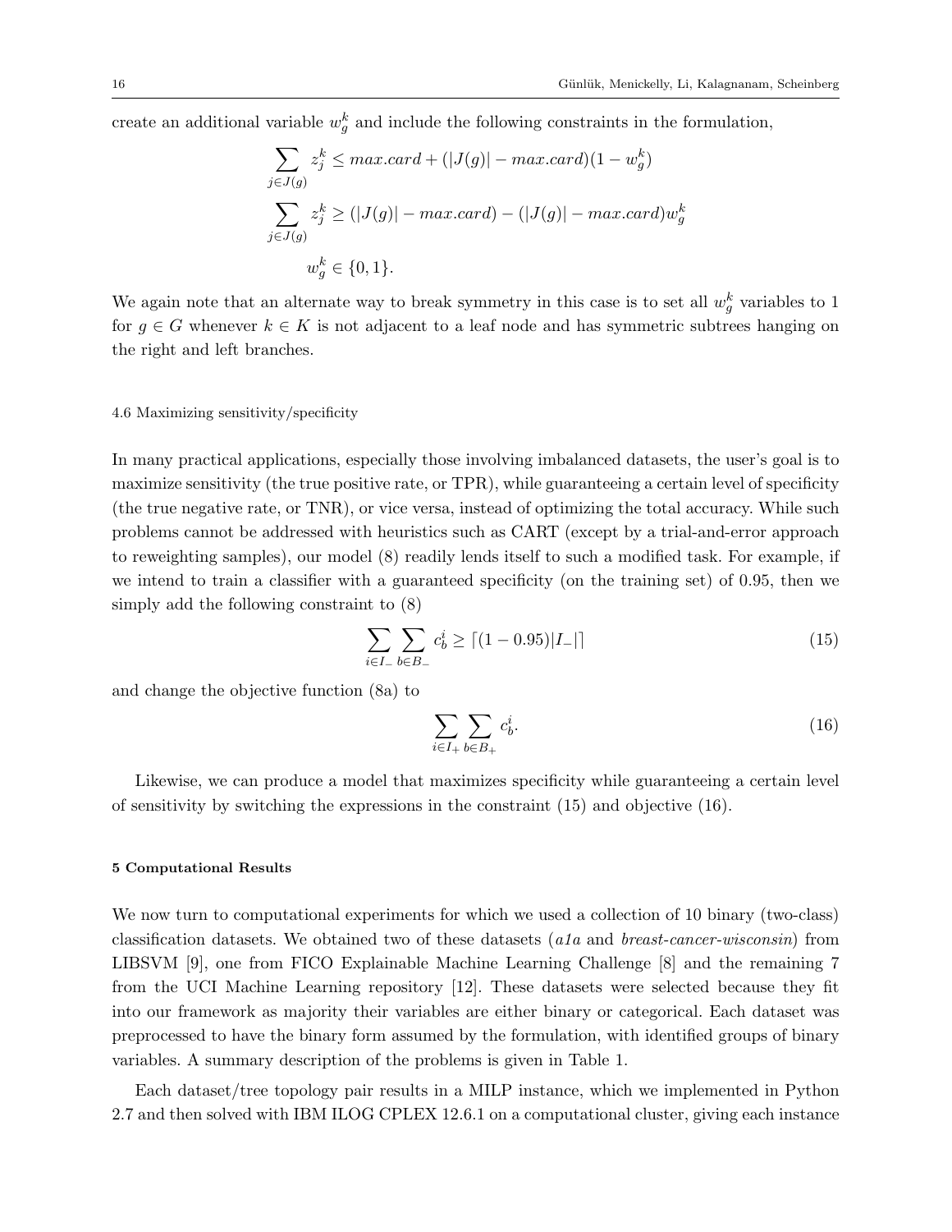create an additional variable $w_g^k$ and include the following constraints in the formulation,

$$
\begin{aligned}
\sum_{j \in J(g)} z_j^k &\leq max.card + (|J(g)| - max.card)(1 - w_g^k) \\
\sum_{j \in J(g)} z_j^k &\geq (|J(g)| - max.card) - (|J(g)| - max.card)w_g^k \\
w_g^k &\in \{0, 1\}.
\end{aligned}
$$

We again note that an alternate way to break symmetry in this case is to set all $w_g^k$ variables to 1 for $g \in G$ whenever $k \in K$ is not adjacent to a leaf node and has symmetric subtrees hanging on the right and left branches.

### 4.6 Maximizing sensitivity/specificity

In many practical applications, especially those involving imbalanced datasets, the user's goal is to maximize sensitivity (the true positive rate, or TPR), while guaranteeing a certain level of specificity (the true negative rate, or TNR), or vice versa, instead of optimizing the total accuracy. While such problems cannot be addressed with heuristics such as CART (except by a trial-and-error approach to reweighting samples), our model (8) readily lends itself to such a modified task. For example, if we intend to train a classifier with a guaranteed specificity (on the training set) of 0.95, then we simply add the following constraint to (8)

$$
\sum_{i \in I_-} \sum_{b \in B_-} c_b^i \geq \lceil (1 - 0.95)|I_-| \rceil \tag{15}
$$

and change the objective function (8a) to

$$
\sum_{i \in I_+} \sum_{b \in B_+} c_b^i. \tag{16}
$$

Likewise, we can produce a model that maximizes specificity while guaranteeing a certain level of sensitivity by switching the expressions in the constraint (15) and objective (16).

## 5 Computational Results

We now turn to computational experiments for which we used a collection of 10 binary (two-class) classification datasets. We obtained two of these datasets (*a1a* and *breast-cancer-wisconsin*) from LIBSVM [9], one from FICO Explainable Machine Learning Challenge [8] and the remaining 7 from the UCI Machine Learning repository [12]. These datasets were selected because they fit into our framework as majority their variables are either binary or categorical. Each dataset was preprocessed to have the binary form assumed by the formulation, with identified groups of binary variables. A summary description of the problems is given in Table 1.

Each dataset/tree topology pair results in a MILP instance, which we implemented in Python 2.7 and then solved with IBM ILOG CPLEX 12.6.1 on a computational cluster, giving each instance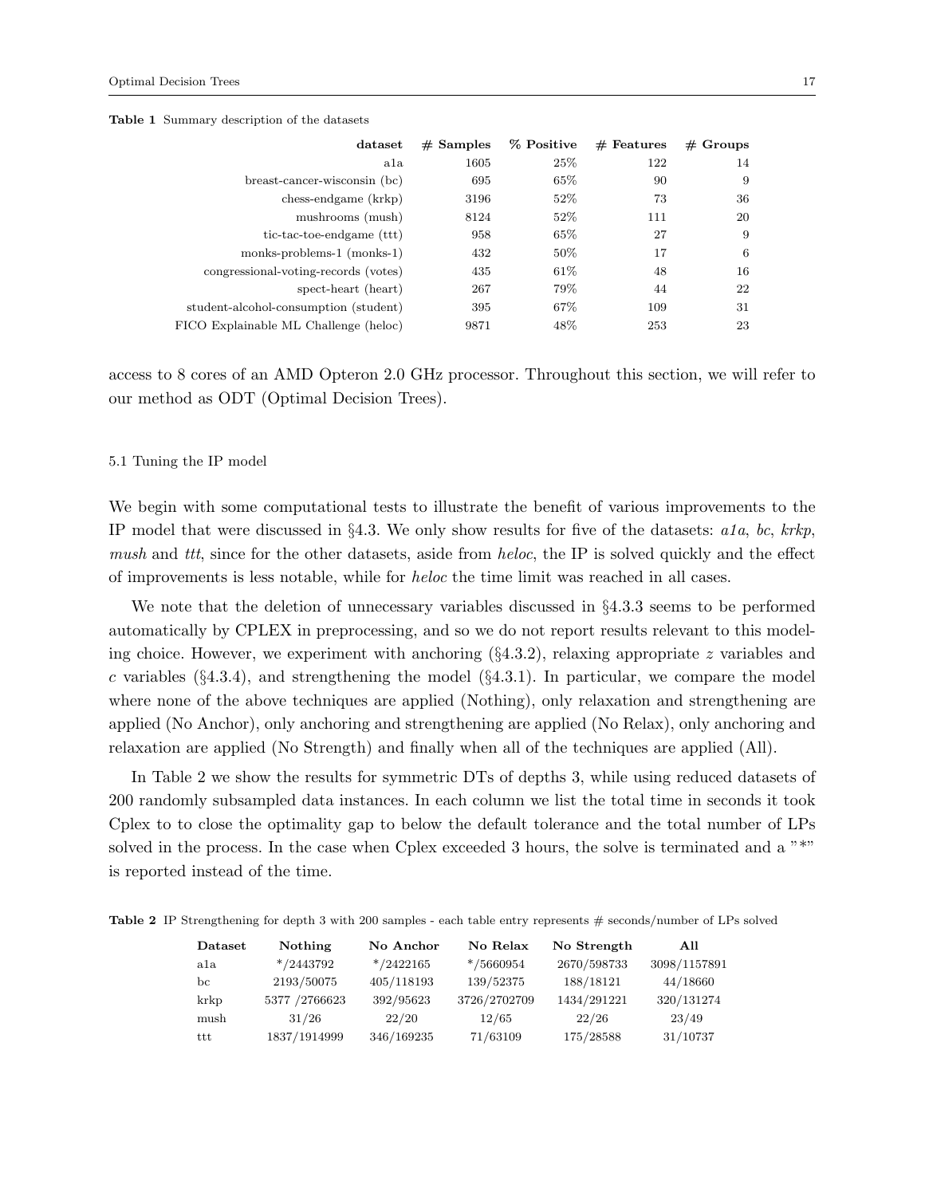**Table 1** Summary description of the datasets

| dataset | # Samples | % Positive | # Features | # Groups |
|---|---|---|---|---|
| a1a | 1605 | 25% | 122 | 14 |
| breast-cancer-wisconsin (bc) | 695 | 65% | 90 | 9 |
| chess-endgame (krkp) | 3196 | 52% | 73 | 36 |
| mushrooms (mush) | 8124 | 52% | 111 | 20 |
| tic-tac-toe-endgame (ttt) | 958 | 65% | 27 | 9 |
| monks-problems-1 (monks-1) | 432 | 50% | 17 | 6 |
| congressional-voting-records (votes) | 435 | 61% | 48 | 16 |
| spect-heart (heart) | 267 | 79% | 44 | 22 |
| student-alcohol-consumption (student) | 395 | 67% | 109 | 31 |
| FICO Explainable ML Challenge (heloc) | 9871 | 48% | 253 | 23 |

access to 8 cores of an AMD Opteron 2.0 GHz processor. Throughout this section, we will refer to our method as ODT (Optimal Decision Trees).

### 5.1 Tuning the IP model

We begin with some computational tests to illustrate the benefit of various improvements to the IP model that were discussed in §4.3. We only show results for five of the datasets: *a1a*, *bc*, *krkp*, *mush* and *ttt*, since for the other datasets, aside from *heloc*, the IP is solved quickly and the effect of improvements is less notable, while for *heloc* the time limit was reached in all cases.

We note that the deletion of unnecessary variables discussed in §4.3.3 seems to be performed automatically by CPLEX in preprocessing, and so we do not report results relevant to this modeling choice. However, we experiment with anchoring (§4.3.2), relaxing appropriate $z$ variables and $c$ variables (§4.3.4), and strengthening the model (§4.3.1). In particular, we compare the model where none of the above techniques are applied (Nothing), only relaxation and strengthening are applied (No Anchor), only anchoring and strengthening are applied (No Relax), only anchoring and relaxation are applied (No Strength) and finally when all of the techniques are applied (All).

In Table 2 we show the results for symmetric DTs of depths 3, while using reduced datasets of 200 randomly subsampled data instances. In each column we list the total time in seconds it took Cplex to to close the optimality gap to below the default tolerance and the total number of LPs solved in the process. In the case when Cplex exceeded 3 hours, the solve is terminated and a "*" is reported instead of the time.

**Table 2** IP Strengthening for depth 3 with 200 samples - each table entry represents # seconds/number of LPs solved

| Dataset | Nothing | No Anchor | No Relax | No Strength | All |
|---|---|---|---|---|---|
| a1a | */2443792 | */2422165 | */5660954 | 2670/598733 | 3098/1157891 |
| bc | 2193/50075 | 405/118193 | 139/52375 | 188/18121 | 44/18660 |
| krkp | 5377 /2766623 | 392/95623 | 3726/2702709 | 1434/291221 | 320/131274 |
| mush | 31/26 | 22/20 | 12/65 | 22/26 | 23/49 |
| ttt | 1837/1914999 | 346/169235 | 71/63109 | 175/28588 | 31/10737 |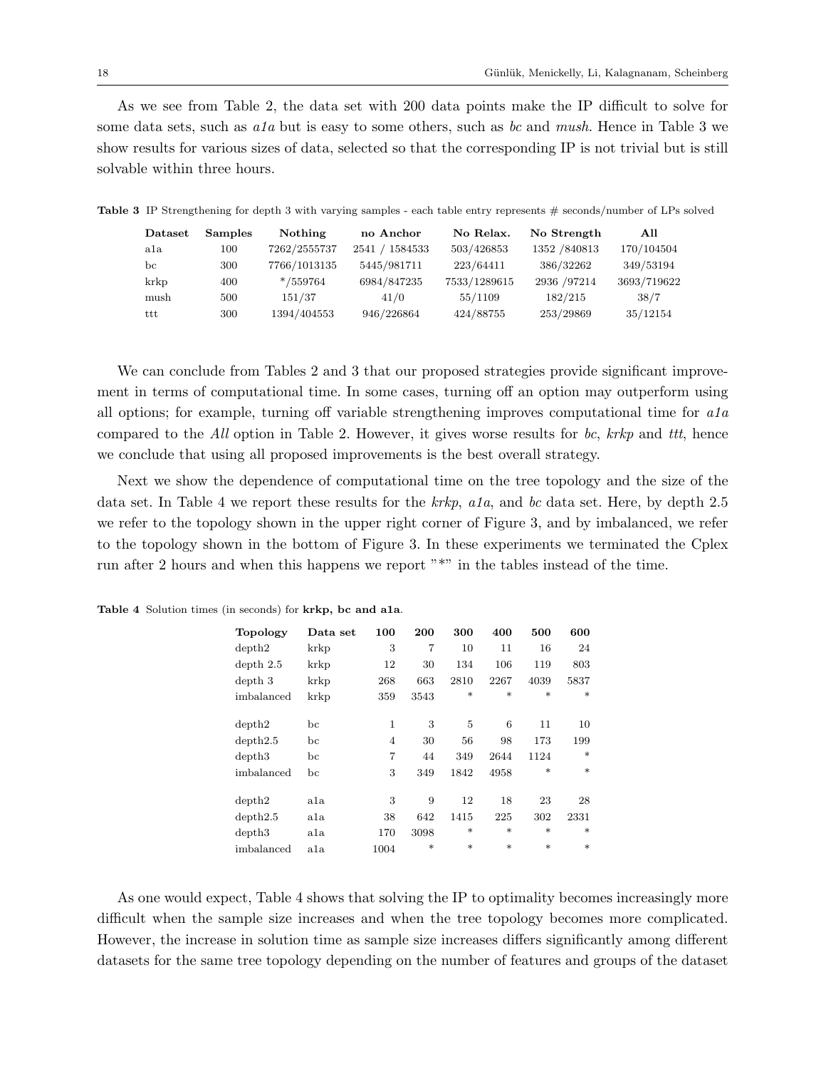As we see from Table 2, the data set with 200 data points make the IP difficult to solve for some data sets, such as *a1a* but is easy to some others, such as *bc* and *mush*. Hence in Table 3 we show results for various sizes of data, selected so that the corresponding IP is not trivial but is still solvable within three hours.

**Table 3** IP Strengthening for depth 3 with varying samples - each table entry represents # seconds/number of LPs solved

| Dataset | Samples | Nothing | no Anchor | No Relax. | No Strength | All |
|---|---|---|---|---|---|---|
| a1a | 100 | 7262/2555737 | 2541 / 1584533 | 503/426853 | 1352 /840813 | 170/104504 |
| bc | 300 | 7766/1013135 | 5445/981711 | 223/64411 | 386/32262 | 349/53194 |
| krkp | 400 | */559764 | 6984/847235 | 7533/1289615 | 2936 /97214 | 3693/719622 |
| mush | 500 | 151/37 | 41/0 | 55/1109 | 182/215 | 38/7 |
| ttt | 300 | 1394/404553 | 946/226864 | 424/88755 | 253/29869 | 35/12154 |

We can conclude from Tables 2 and 3 that our proposed strategies provide significant improvement in terms of computational time. In some cases, turning off an option may outperform using all options; for example, turning off variable strengthening improves computational time for *a1a* compared to the *All* option in Table 2. However, it gives worse results for *bc*, *krkp* and *ttt*, hence we conclude that using all proposed improvements is the best overall strategy.

Next we show the dependence of computational time on the tree topology and the size of the data set. In Table 4 we report these results for the *krkp*, *a1a*, and *bc* data set. Here, by depth 2.5 we refer to the topology shown in the upper right corner of Figure 3, and by imbalanced, we refer to the topology shown in the bottom of Figure 3. In these experiments we terminated the Cplex run after 2 hours and when this happens we report "*" in the tables instead of the time.

**Table 4** Solution times (in seconds) for **krkp, bc and a1a**.

| Topology | Data set | 100 | 200 | 300 | 400 | 500 | 600 |
|---|---|---|---|---|---|---|---|
| depth2 | krkp | 3 | 7 | 10 | 11 | 16 | 24 |
| depth 2.5 | krkp | 12 | 30 | 134 | 106 | 119 | 803 |
| depth 3 | krkp | 268 | 663 | 2810 | 2267 | 4039 | 5837 |
| imbalanced | krkp | 359 | 3543 | * | * | * | * |
| depth2 | bc | 1 | 3 | 5 | 6 | 11 | 10 |
| depth2.5 | bc | 4 | 30 | 56 | 98 | 173 | 199 |
| depth3 | bc | 7 | 44 | 349 | 2644 | 1124 | * |
| imbalanced | bc | 3 | 349 | 1842 | 4958 | * | * |
| depth2 | a1a | 3 | 9 | 12 | 18 | 23 | 28 |
| depth2.5 | a1a | 38 | 642 | 1415 | 225 | 302 | 2331 |
| depth3 | a1a | 170 | 3098 | * | * | * | * |
| imbalanced | a1a | 1004 | * | * | * | * | * |

As one would expect, Table 4 shows that solving the IP to optimality becomes increasingly more difficult when the sample size increases and when the tree topology becomes more complicated. However, the increase in solution time as sample size increases differs significantly among different datasets for the same tree topology depending on the number of features and groups of the dataset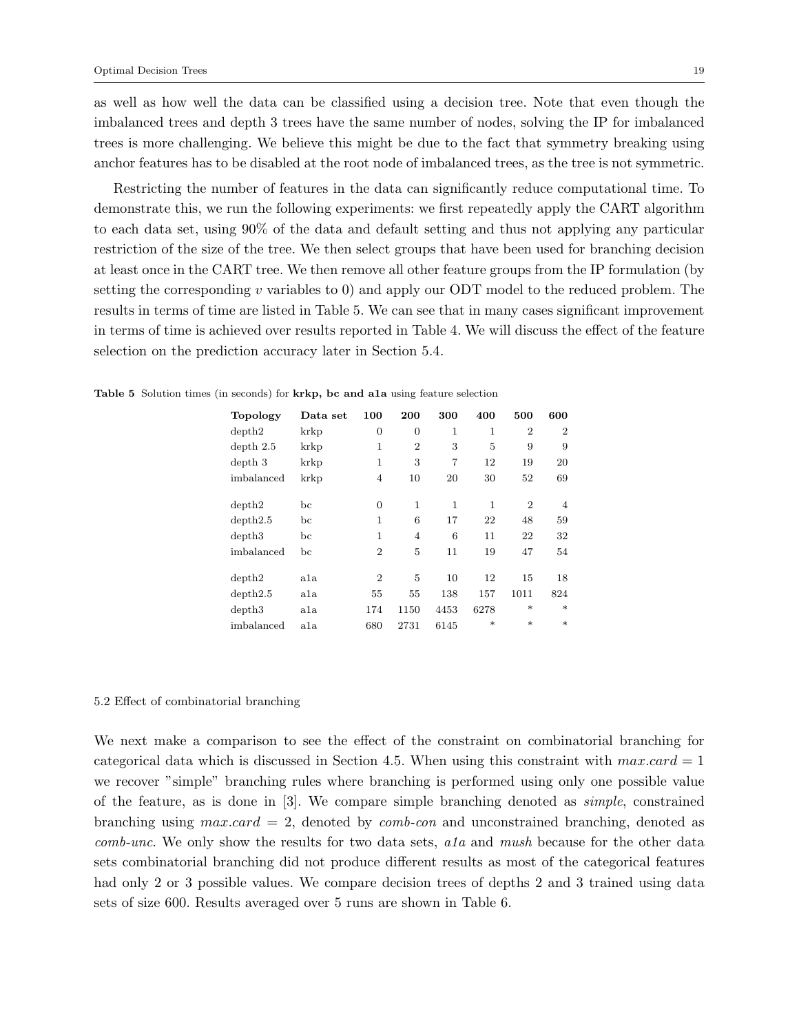as well as how well the data can be classified using a decision tree. Note that even though the imbalanced trees and depth 3 trees have the same number of nodes, solving the IP for imbalanced trees is more challenging. We believe this might be due to the fact that symmetry breaking using anchor features has to be disabled at the root node of imbalanced trees, as the tree is not symmetric.

Restricting the number of features in the data can significantly reduce computational time. To demonstrate this, we run the following experiments: we first repeatedly apply the CART algorithm to each data set, using 90% of the data and default setting and thus not applying any particular restriction of the size of the tree. We then select groups that have been used for branching decision at least once in the CART tree. We then remove all other feature groups from the IP formulation (by setting the corresponding $v$ variables to 0) and apply our ODT model to the reduced problem. The results in terms of time are listed in Table 5. We can see that in many cases significant improvement in terms of time is achieved over results reported in Table 4. We will discuss the effect of the feature selection on the prediction accuracy later in Section 5.4.

**Table 5** Solution times (in seconds) for **krkp, bc and a1a** using feature selection

| Topology | Data set | 100 | 200 | 300 | 400 | 500 | 600 |
|---|---|---|---|---|---|---|---|
| depth2 | krkp | 0 | 0 | 1 | 1 | 2 | 2 |
| depth 2.5 | krkp | 1 | 2 | 3 | 5 | 9 | 9 |
| depth 3 | krkp | 1 | 3 | 7 | 12 | 19 | 20 |
| imbalanced | krkp | 4 | 10 | 20 | 30 | 52 | 69 |
| depth2 | bc | 0 | 1 | 1 | 1 | 2 | 4 |
| depth2.5 | bc | 1 | 6 | 17 | 22 | 48 | 59 |
| depth3 | bc | 1 | 4 | 6 | 11 | 22 | 32 |
| imbalanced | bc | 2 | 5 | 11 | 19 | 47 | 54 |
| depth2 | a1a | 2 | 5 | 10 | 12 | 15 | 18 |
| depth2.5 | a1a | 55 | 55 | 138 | 157 | 1011 | 824 |
| depth3 | a1a | 174 | 1150 | 4453 | 6278 | * | * |
| imbalanced | a1a | 680 | 2731 | 6145 | * | * | * |

### 5.2 Effect of combinatorial branching

We next make a comparison to see the effect of the constraint on combinatorial branching for categorical data which is discussed in Section 4.5. When using this constraint with $max.card = 1$ we recover "simple" branching rules where branching is performed using only one possible value of the feature, as is done in [3]. We compare simple branching denoted as *simple*, constrained branching using $max.card = 2$, denoted by *comb-con* and unconstrained branching, denoted as *comb-unc*. We only show the results for two data sets, *a1a* and *mush* because for the other data sets combinatorial branching did not produce different results as most of the categorical features had only 2 or 3 possible values. We compare decision trees of depths 2 and 3 trained using data sets of size 600. Results averaged over 5 runs are shown in Table 6.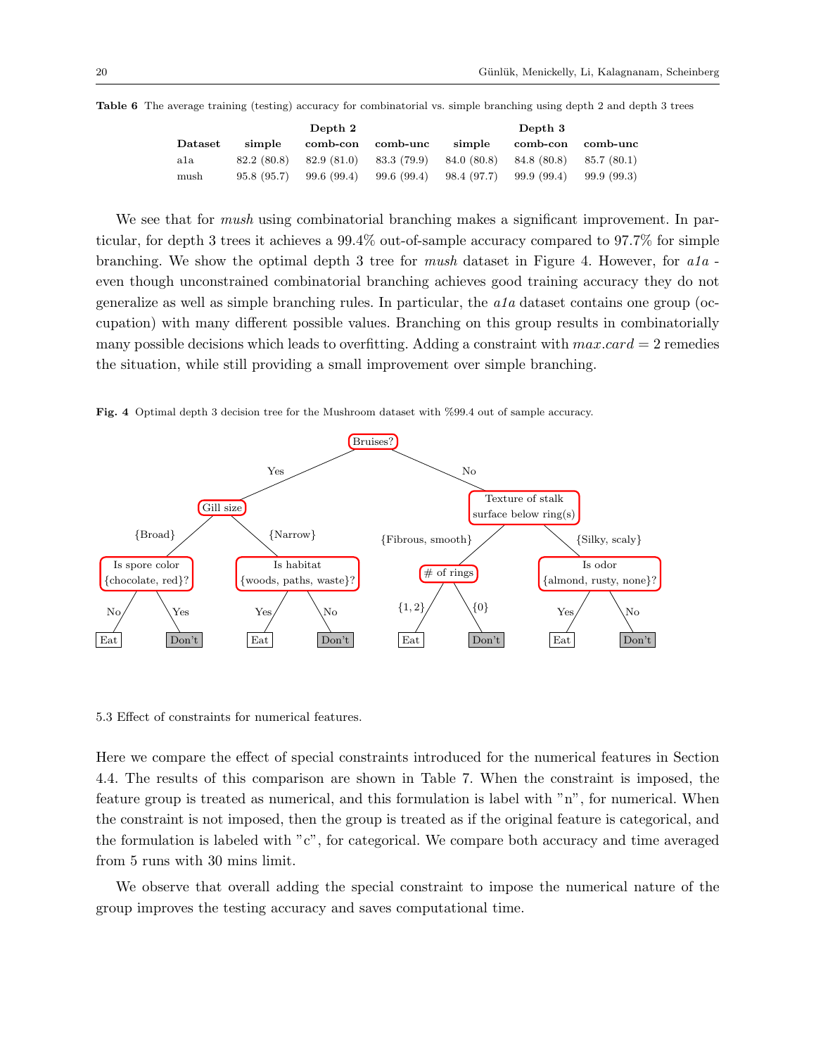**Table 6** The average training (testing) accuracy for combinatorial vs. simple branching using depth 2 and depth 3 trees

| | Depth 2 | | | Depth 3 | | |
|---|---|---|---|---|---|---|
| **Dataset** | **simple** | **comb-con** | **comb-unc** | **simple** | **comb-con** | **comb-unc** |
| a1a | 82.2 (80.8) | 82.9 (81.0) | 83.3 (79.9) | 84.0 (80.8) | 84.8 (80.8) | 85.7 (80.1) |
| mush | 95.8 (95.7) | 99.6 (99.4) | 99.6 (99.4) | 98.4 (97.7) | 99.9 (99.4) | 99.9 (99.3) |

We see that for *mush* using combinatorial branching makes a significant improvement. In particular, for depth 3 trees it achieves a 99.4% out-of-sample accuracy compared to 97.7% for simple branching. We show the optimal depth 3 tree for *mush* dataset in Figure 4. However, for *a1a* - even though unconstrained combinatorial branching achieves good training accuracy they do not generalize as well as simple branching rules. In particular, the *a1a* dataset contains one group (occupation) with many different possible values. Branching on this group results in combinatorially many possible decisions which leads to overfitting. Adding a constraint with $max.card = 2$ remedies the situation, while still providing a small improvement over simple branching.

**Fig. 4** Optimal depth 3 decision tree for the Mushroom dataset with %99.4 out of sample accuracy.

5.3 Effect of constraints for numerical features.

Here we compare the effect of special constraints introduced for the numerical features in Section 4.4. The results of this comparison are shown in Table 7. When the constraint is imposed, the feature group is treated as numerical, and this formulation is label with "n", for numerical. When the constraint is not imposed, then the group is treated as if the original feature is categorical, and the formulation is labeled with "c", for categorical. We compare both accuracy and time averaged from 5 runs with 30 mins limit.

We observe that overall adding the special constraint to impose the numerical nature of the group improves the testing accuracy and saves computational time.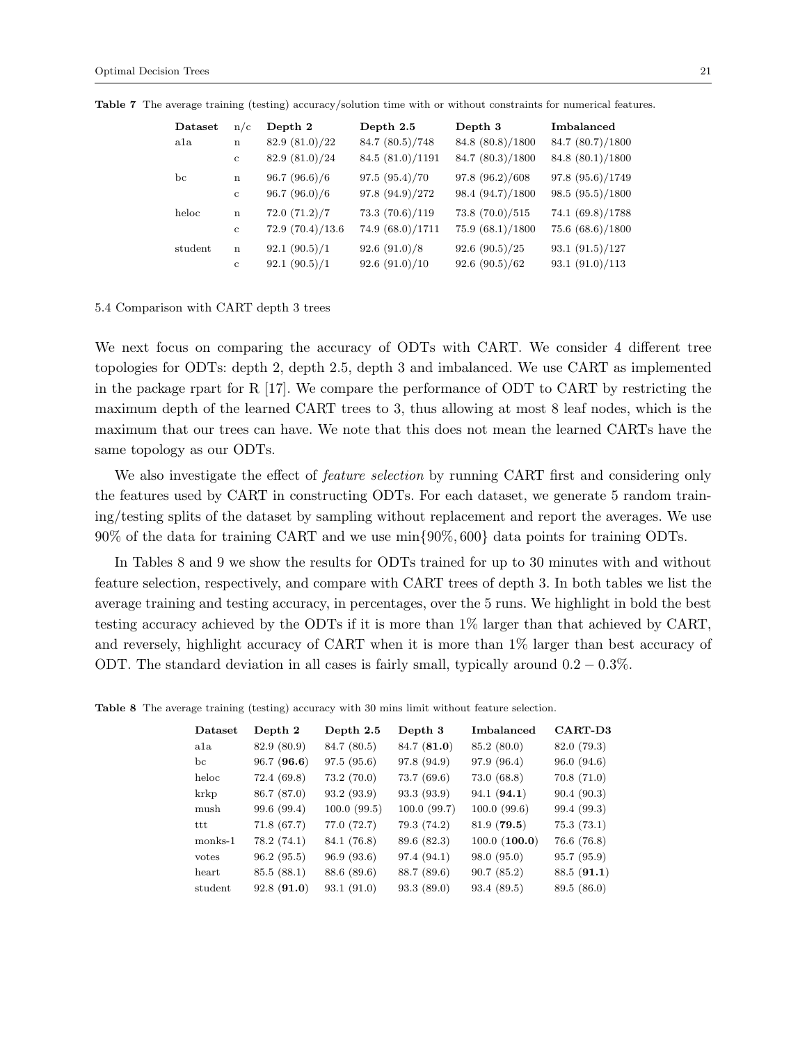**Table 7** The average training (testing) accuracy/solution time with or without constraints for numerical features.

| Dataset | n/c | Depth 2 | Depth 2.5 | Depth 3 | Imbalanced |
|---|---|---|---|---|---|
| a1a | n | 82.9 (81.0)/22 | 84.7 (80.5)/748 | 84.8 (80.8)/1800 | 84.7 (80.7)/1800 |
| | c | 82.9 (81.0)/24 | 84.5 (81.0)/1191 | 84.7 (80.3)/1800 | 84.8 (80.1)/1800 |
| bc | n | 96.7 (96.6)/6 | 97.5 (95.4)/70 | 97.8 (96.2)/608 | 97.8 (95.6)/1749 |
| | c | 96.7 (96.0)/6 | 97.8 (94.9)/272 | 98.4 (94.7)/1800 | 98.5 (95.5)/1800 |
| heloc | n | 72.0 (71.2)/7 | 73.3 (70.6)/119 | 73.8 (70.0)/515 | 74.1 (69.8)/1788 |
| | c | 72.9 (70.4)/13.6 | 74.9 (68.0)/1711 | 75.9 (68.1)/1800 | 75.6 (68.6)/1800 |
| student | n | 92.1 (90.5)/1 | 92.6 (91.0)/8 | 92.6 (90.5)/25 | 93.1 (91.5)/127 |
| | c | 92.1 (90.5)/1 | 92.6 (91.0)/10 | 92.6 (90.5)/62 | 93.1 (91.0)/113 |

5.4 Comparison with CART depth 3 trees

We next focus on comparing the accuracy of ODTs with CART. We consider 4 different tree topologies for ODTs: depth 2, depth 2.5, depth 3 and imbalanced. We use CART as implemented in the package rpart for R [17]. We compare the performance of ODT to CART by restricting the maximum depth of the learned CART trees to 3, thus allowing at most 8 leaf nodes, which is the maximum that our trees can have. We note that this does not mean the learned CARTs have the same topology as our ODTs.

We also investigate the effect of *feature selection* by running CART first and considering only the features used by CART in constructing ODTs. For each dataset, we generate 5 random training/testing splits of the dataset by sampling without replacement and report the averages. We use 90% of the data for training CART and we use $\min\{90\%, 600\}$ data points for training ODTs.

In Tables 8 and 9 we show the results for ODTs trained for up to 30 minutes with and without feature selection, respectively, and compare with CART trees of depth 3. In both tables we list the average training and testing accuracy, in percentages, over the 5 runs. We highlight in bold the best testing accuracy achieved by the ODTs if it is more than 1% larger than that achieved by CART, and reversely, highlight accuracy of CART when it is more than 1% larger than best accuracy of ODT. The standard deviation in all cases is fairly small, typically around $0.2 - 0.3\%$.

**Table 8** The average training (testing) accuracy with 30 mins limit without feature selection.

| Dataset | Depth 2 | Depth 2.5 | Depth 3 | Imbalanced | CART-D3 |
|---|---|---|---|---|---|
| a1a | 82.9 (80.9) | 84.7 (80.5) | 84.7 (**81.0**) | 85.2 (80.0) | 82.0 (79.3) |
| bc | 96.7 (**96.6**) | 97.5 (95.6) | 97.8 (94.9) | 97.9 (96.4) | 96.0 (94.6) |
| heloc | 72.4 (69.8) | 73.2 (70.0) | 73.7 (69.6) | 73.0 (68.8) | 70.8 (71.0) |
| krkp | 86.7 (87.0) | 93.2 (93.9) | 93.3 (93.9) | 94.1 (**94.1**) | 90.4 (90.3) |
| mush | 99.6 (99.4) | 100.0 (99.5) | 100.0 (99.7) | 100.0 (99.6) | 99.4 (99.3) |
| ttt | 71.8 (67.7) | 77.0 (72.7) | 79.3 (74.2) | 81.9 (**79.5**) | 75.3 (73.1) |
| monks-1 | 78.2 (74.1) | 84.1 (76.8) | 89.6 (82.3) | 100.0 (**100.0**) | 76.6 (76.8) |
| votes | 96.2 (95.5) | 96.9 (93.6) | 97.4 (94.1) | 98.0 (95.0) | 95.7 (95.9) |
| heart | 85.5 (88.1) | 88.6 (89.6) | 88.7 (89.6) | 90.7 (85.2) | 88.5 (**91.1**) |
| student | 92.8 (**91.0**) | 93.1 (91.0) | 93.3 (89.0) | 93.4 (89.5) | 89.5 (86.0) |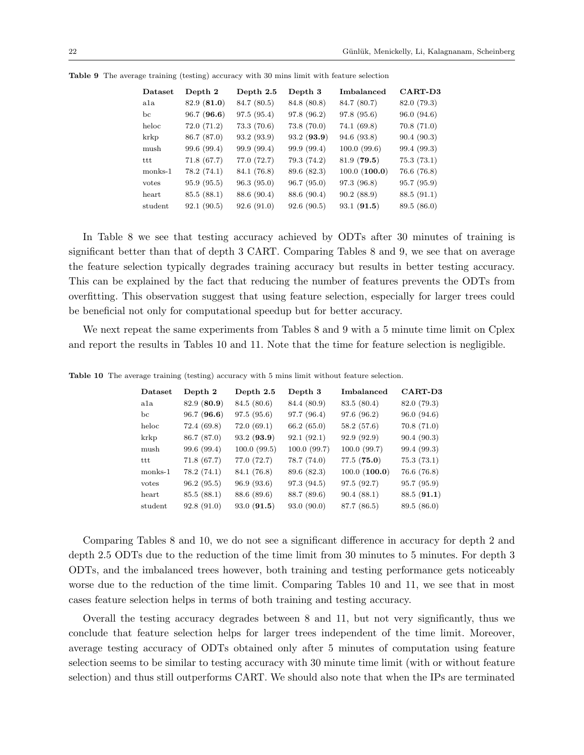**Table 9** The average training (testing) accuracy with 30 mins limit with feature selection

| Dataset | Depth 2 | Depth 2.5 | Depth 3 | Imbalanced | CART-D3 |
|---|---|---|---|---|---|
| a1a | 82.9 (**81.0**) | 84.7 (80.5) | 84.8 (80.8) | 84.7 (80.7) | 82.0 (79.3) |
| bc | 96.7 (**96.6**) | 97.5 (95.4) | 97.8 (96.2) | 97.8 (95.6) | 96.0 (94.6) |
| heloc | 72.0 (71.2) | 73.3 (70.6) | 73.8 (70.0) | 74.1 (69.8) | 70.8 (71.0) |
| krkp | 86.7 (87.0) | 93.2 (93.9) | 93.2 (**93.9**) | 94.6 (93.8) | 90.4 (90.3) |
| mush | 99.6 (99.4) | 99.9 (99.4) | 99.9 (99.4) | 100.0 (99.6) | 99.4 (99.3) |
| ttt | 71.8 (67.7) | 77.0 (72.7) | 79.3 (74.2) | 81.9 (**79.5**) | 75.3 (73.1) |
| monks-1 | 78.2 (74.1) | 84.1 (76.8) | 89.6 (82.3) | 100.0 (**100.0**) | 76.6 (76.8) |
| votes | 95.9 (95.5) | 96.3 (95.0) | 96.7 (95.0) | 97.3 (96.8) | 95.7 (95.9) |
| heart | 85.5 (88.1) | 88.6 (90.4) | 88.6 (90.4) | 90.2 (88.9) | 88.5 (91.1) |
| student | 92.1 (90.5) | 92.6 (91.0) | 92.6 (90.5) | 93.1 (**91.5**) | 89.5 (86.0) |

In Table 8 we see that testing accuracy achieved by ODTs after 30 minutes of training is significant better than that of depth 3 CART. Comparing Tables 8 and 9, we see that on average the feature selection typically degrades training accuracy but results in better testing accuracy. This can be explained by the fact that reducing the number of features prevents the ODTs from overfitting. This observation suggest that using feature selection, especially for larger trees could be beneficial not only for computational speedup but for better accuracy.

We next repeat the same experiments from Tables 8 and 9 with a 5 minute time limit on Cplex and report the results in Tables 10 and 11. Note that the time for feature selection is negligible.

**Table 10** The average training (testing) accuracy with 5 mins limit without feature selection.

| Dataset | Depth 2 | Depth 2.5 | Depth 3 | Imbalanced | CART-D3 |
|---|---|---|---|---|---|
| a1a | 82.9 (**80.9**) | 84.5 (80.6) | 84.4 (80.9) | 83.5 (80.4) | 82.0 (79.3) |
| bc | 96.7 (**96.6**) | 97.5 (95.6) | 97.7 (96.4) | 97.6 (96.2) | 96.0 (94.6) |
| heloc | 72.4 (69.8) | 72.0 (69.1) | 66.2 (65.0) | 58.2 (57.6) | 70.8 (71.0) |
| krkp | 86.7 (87.0) | 93.2 (**93.9**) | 92.1 (92.1) | 92.9 (92.9) | 90.4 (90.3) |
| mush | 99.6 (99.4) | 100.0 (99.5) | 100.0 (99.7) | 100.0 (99.7) | 99.4 (99.3) |
| ttt | 71.8 (67.7) | 77.0 (72.7) | 78.7 (74.0) | 77.5 (**75.0**) | 75.3 (73.1) |
| monks-1 | 78.2 (74.1) | 84.1 (76.8) | 89.6 (82.3) | 100.0 (**100.0**) | 76.6 (76.8) |
| votes | 96.2 (95.5) | 96.9 (93.6) | 97.3 (94.5) | 97.5 (92.7) | 95.7 (95.9) |
| heart | 85.5 (88.1) | 88.6 (89.6) | 88.7 (89.6) | 90.4 (88.1) | 88.5 (**91.1**) |
| student | 92.8 (91.0) | 93.0 (**91.5**) | 93.0 (90.0) | 87.7 (86.5) | 89.5 (86.0) |

Comparing Tables 8 and 10, we do not see a significant difference in accuracy for depth 2 and depth 2.5 ODTs due to the reduction of the time limit from 30 minutes to 5 minutes. For depth 3 ODTs, and the imbalanced trees however, both training and testing performance gets noticeably worse due to the reduction of the time limit. Comparing Tables 10 and 11, we see that in most cases feature selection helps in terms of both training and testing accuracy.

Overall the testing accuracy degrades between 8 and 11, but not very significantly, thus we conclude that feature selection helps for larger trees independent of the time limit. Moreover, average testing accuracy of ODTs obtained only after 5 minutes of computation using feature selection seems to be similar to testing accuracy with 30 minute time limit (with or without feature selection) and thus still outperforms CART. We should also note that when the IPs are terminated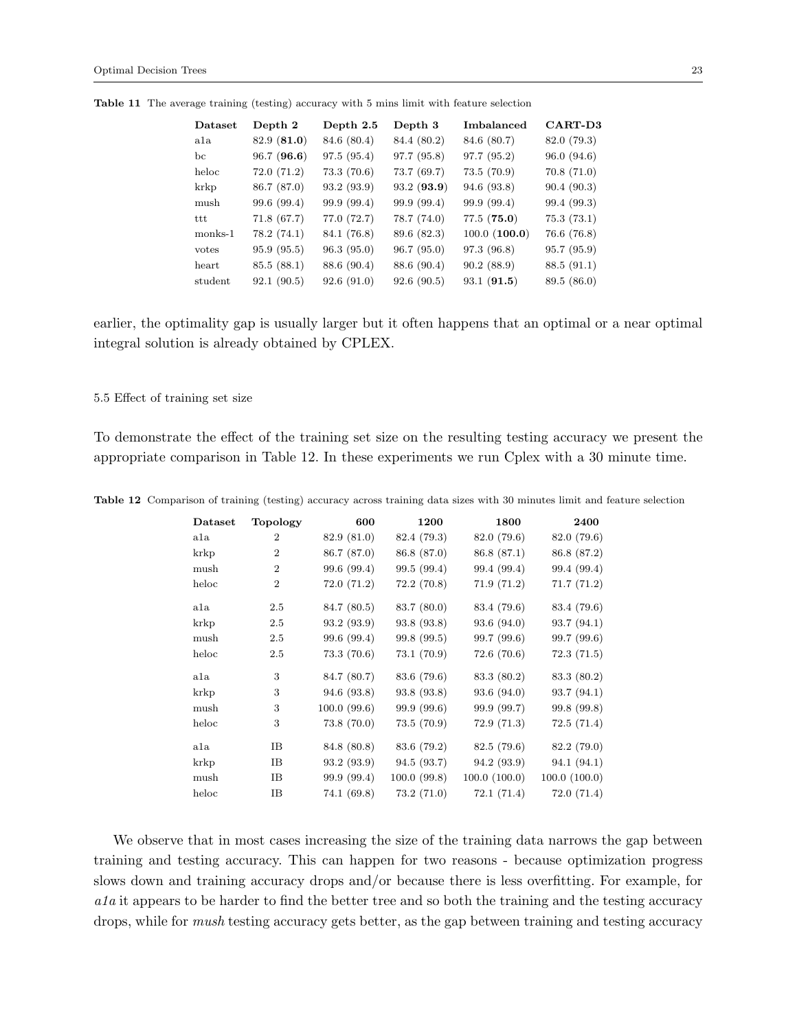**Table 11** The average training (testing) accuracy with 5 mins limit with feature selection

| Dataset | Depth 2 | Depth 2.5 | Depth 3 | Imbalanced | CART-D3 |
|---|---|---|---|---|---|
| a1a | 82.9 (**81.0**) | 84.6 (80.4) | 84.4 (80.2) | 84.6 (80.7) | 82.0 (79.3) |
| bc | 96.7 (**96.6**) | 97.5 (95.4) | 97.7 (95.8) | 97.7 (95.2) | 96.0 (94.6) |
| heloc | 72.0 (71.2) | 73.3 (70.6) | 73.7 (69.7) | 73.5 (70.9) | 70.8 (71.0) |
| krkp | 86.7 (87.0) | 93.2 (93.9) | 93.2 (**93.9**) | 94.6 (93.8) | 90.4 (90.3) |
| mush | 99.6 (99.4) | 99.9 (99.4) | 99.9 (99.4) | 99.9 (99.4) | 99.4 (99.3) |
| ttt | 71.8 (67.7) | 77.0 (72.7) | 78.7 (74.0) | 77.5 (**75.0**) | 75.3 (73.1) |
| monks-1 | 78.2 (74.1) | 84.1 (76.8) | 89.6 (82.3) | 100.0 (**100.0**) | 76.6 (76.8) |
| votes | 95.9 (95.5) | 96.3 (95.0) | 96.7 (95.0) | 97.3 (96.8) | 95.7 (95.9) |
| heart | 85.5 (88.1) | 88.6 (90.4) | 88.6 (90.4) | 90.2 (88.9) | 88.5 (91.1) |
| student | 92.1 (90.5) | 92.6 (91.0) | 92.6 (90.5) | 93.1 (**91.5**) | 89.5 (86.0) |

earlier, the optimality gap is usually larger but it often happens that an optimal or a near optimal integral solution is already obtained by CPLEX.

### 5.5 Effect of training set size

To demonstrate the effect of the training set size on the resulting testing accuracy we present the appropriate comparison in Table 12. In these experiments we run Cplex with a 30 minute time.

**Table 12** Comparison of training (testing) accuracy across training data sizes with 30 minutes limit and feature selection

| Dataset | Topology | 600 | 1200 | 1800 | 2400 |
|---|---|---|---|---|---|
| a1a | 2 | 82.9 (81.0) | 82.4 (79.3) | 82.0 (79.6) | 82.0 (79.6) |
| krkp | 2 | 86.7 (87.0) | 86.8 (87.0) | 86.8 (87.1) | 86.8 (87.2) |
| mush | 2 | 99.6 (99.4) | 99.5 (99.4) | 99.4 (99.4) | 99.4 (99.4) |
| heloc | 2 | 72.0 (71.2) | 72.2 (70.8) | 71.9 (71.2) | 71.7 (71.2) |
| a1a | 2.5 | 84.7 (80.5) | 83.7 (80.0) | 83.4 (79.6) | 83.4 (79.6) |
| krkp | 2.5 | 93.2 (93.9) | 93.8 (93.8) | 93.6 (94.0) | 93.7 (94.1) |
| mush | 2.5 | 99.6 (99.4) | 99.8 (99.5) | 99.7 (99.6) | 99.7 (99.6) |
| heloc | 2.5 | 73.3 (70.6) | 73.1 (70.9) | 72.6 (70.6) | 72.3 (71.5) |
| a1a | 3 | 84.7 (80.7) | 83.6 (79.6) | 83.3 (80.2) | 83.3 (80.2) |
| krkp | 3 | 94.6 (93.8) | 93.8 (93.8) | 93.6 (94.0) | 93.7 (94.1) |
| mush | 3 | 100.0 (99.6) | 99.9 (99.6) | 99.9 (99.7) | 99.8 (99.8) |
| heloc | 3 | 73.8 (70.0) | 73.5 (70.9) | 72.9 (71.3) | 72.5 (71.4) |
| a1a | IB | 84.8 (80.8) | 83.6 (79.2) | 82.5 (79.6) | 82.2 (79.0) |
| krkp | IB | 93.2 (93.9) | 94.5 (93.7) | 94.2 (93.9) | 94.1 (94.1) |
| mush | IB | 99.9 (99.4) | 100.0 (99.8) | 100.0 (100.0) | 100.0 (100.0) |
| heloc | IB | 74.1 (69.8) | 73.2 (71.0) | 72.1 (71.4) | 72.0 (71.4) |

We observe that in most cases increasing the size of the training data narrows the gap between training and testing accuracy. This can happen for two reasons - because optimization progress slows down and training accuracy drops and/or because there is less overfitting. For example, for *a1a* it appears to be harder to find the better tree and so both the training and the testing accuracy drops, while for *mush* testing accuracy gets better, as the gap between training and testing accuracy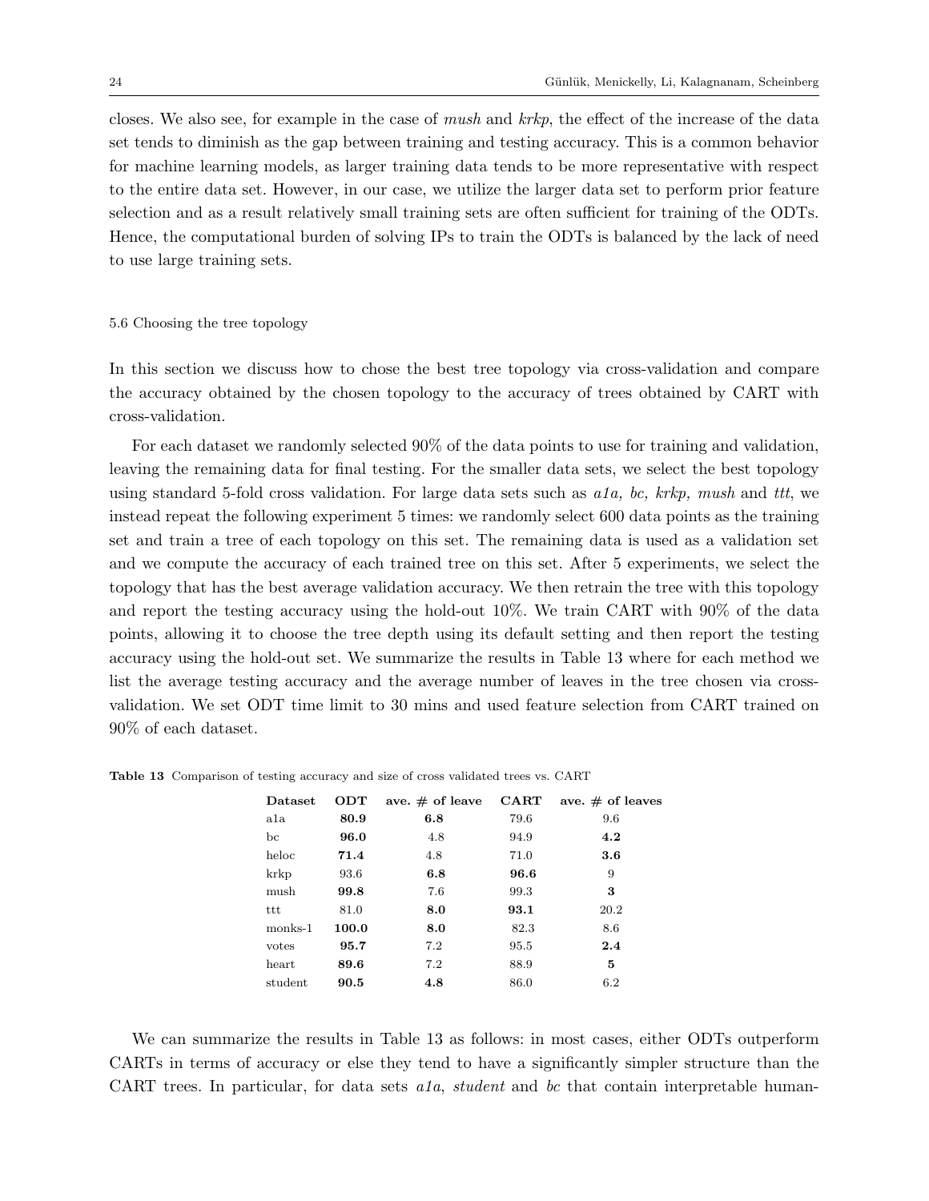closes. We also see, for example in the case of *mush* and *krkp*, the effect of the increase of the data set tends to diminish as the gap between training and testing accuracy. This is a common behavior for machine learning models, as larger training data tends to be more representative with respect to the entire data set. However, in our case, we utilize the larger data set to perform prior feature selection and as a result relatively small training sets are often sufficient for training of the ODTs. Hence, the computational burden of solving IPs to train the ODTs is balanced by the lack of need to use large training sets.

### 5.6 Choosing the tree topology

In this section we discuss how to chose the best tree topology via cross-validation and compare the accuracy obtained by the chosen topology to the accuracy of trees obtained by CART with cross-validation.

For each dataset we randomly selected 90% of the data points to use for training and validation, leaving the remaining data for final testing. For the smaller data sets, we select the best topology using standard 5-fold cross validation. For large data sets such as *a1a, bc, krkp, mush* and *ttt*, we instead repeat the following experiment 5 times: we randomly select 600 data points as the training set and train a tree of each topology on this set. The remaining data is used as a validation set and we compute the accuracy of each trained tree on this set. After 5 experiments, we select the topology that has the best average validation accuracy. We then retrain the tree with this topology and report the testing accuracy using the hold-out 10%. We train CART with 90% of the data points, allowing it to choose the tree depth using its default setting and then report the testing accuracy using the hold-out set. We summarize the results in Table 13 where for each method we list the average testing accuracy and the average number of leaves in the tree chosen via cross-validation. We set ODT time limit to 30 mins and used feature selection from CART trained on 90% of each dataset.

**Table 13** Comparison of testing accuracy and size of cross validated trees vs. CART

| Dataset | ODT | ave. # of leave | CART | ave. # of leaves |
|---|---|---|---|---|
| a1a | **80.9** | **6.8** | 79.6 | 9.6 |
| bc | **96.0** | 4.8 | 94.9 | **4.2** |
| heloc | **71.4** | 4.8 | 71.0 | **3.6** |
| krkp | 93.6 | **6.8** | **96.6** | 9 |
| mush | **99.8** | 7.6 | 99.3 | **3** |
| ttt | 81.0 | **8.0** | **93.1** | 20.2 |
| monks-1 | **100.0** | **8.0** | 82.3 | 8.6 |
| votes | **95.7** | 7.2 | 95.5 | **2.4** |
| heart | **89.6** | 7.2 | 88.9 | **5** |
| student | **90.5** | **4.8** | 86.0 | 6.2 |

We can summarize the results in Table 13 as follows: in most cases, either ODTs outperform CARTs in terms of accuracy or else they tend to have a significantly simpler structure than the CART trees. In particular, for data sets *a1a*, *student* and *bc* that contain interpretable human-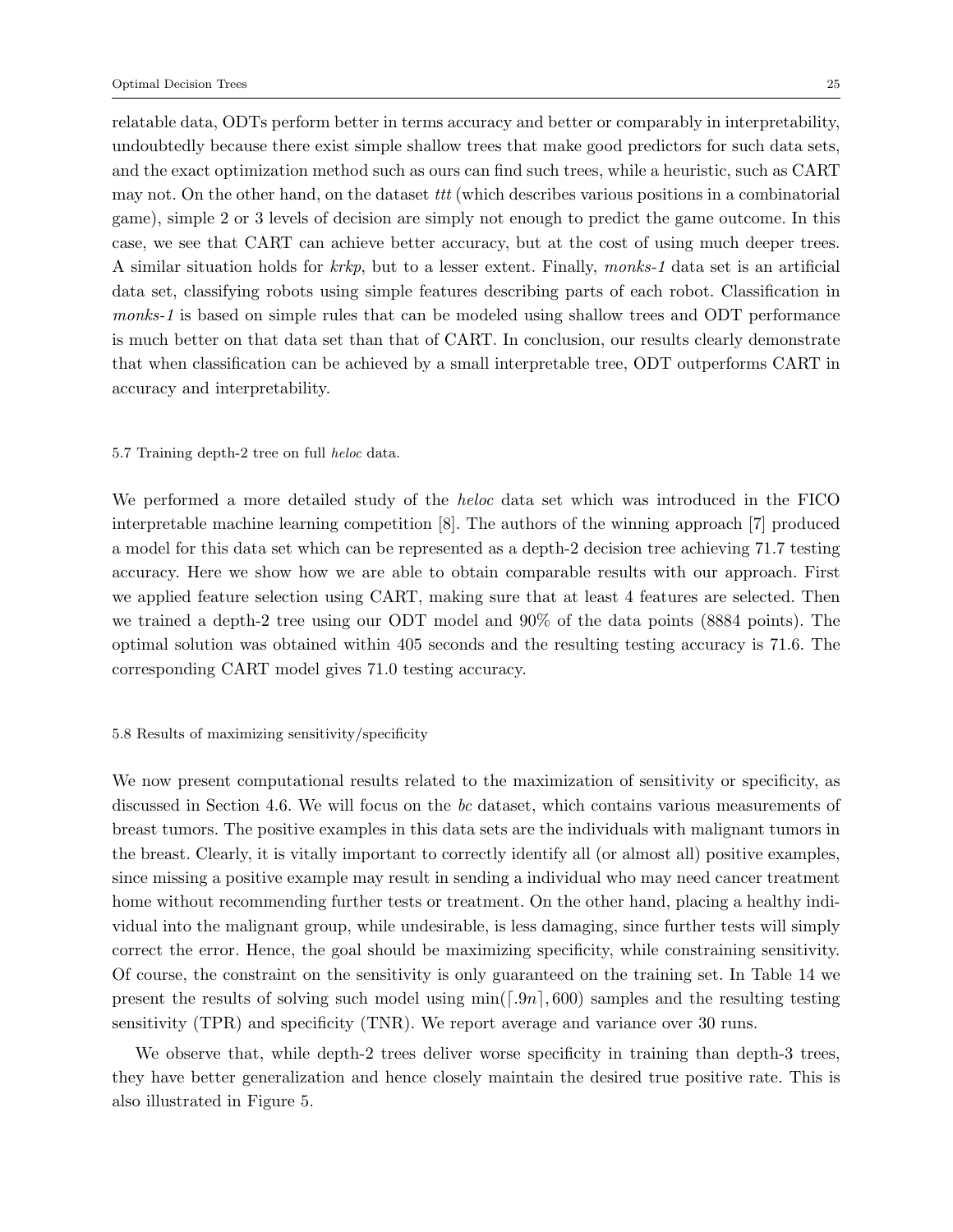relatable data, ODTs perform better in terms accuracy and better or comparably in interpretability, undoubtedly because there exist simple shallow trees that make good predictors for such data sets, and the exact optimization method such as ours can find such trees, while a heuristic, such as CART may not. On the other hand, on the dataset *ttt* (which describes various positions in a combinatorial game), simple 2 or 3 levels of decision are simply not enough to predict the game outcome. In this case, we see that CART can achieve better accuracy, but at the cost of using much deeper trees. A similar situation holds for *krkp*, but to a lesser extent. Finally, *monks-1* data set is an artificial data set, classifying robots using simple features describing parts of each robot. Classification in *monks-1* is based on simple rules that can be modeled using shallow trees and ODT performance is much better on that data set than that of CART. In conclusion, our results clearly demonstrate that when classification can be achieved by a small interpretable tree, ODT outperforms CART in accuracy and interpretability.

### 5.7 Training depth-2 tree on full *heloc* data.

We performed a more detailed study of the *heloc* data set which was introduced in the FICO interpretable machine learning competition [8]. The authors of the winning approach [7] produced a model for this data set which can be represented as a depth-2 decision tree achieving 71.7 testing accuracy. Here we show how we are able to obtain comparable results with our approach. First we applied feature selection using CART, making sure that at least 4 features are selected. Then we trained a depth-2 tree using our ODT model and 90% of the data points (8884 points). The optimal solution was obtained within 405 seconds and the resulting testing accuracy is 71.6. The corresponding CART model gives 71.0 testing accuracy.

### 5.8 Results of maximizing sensitivity/specificity

We now present computational results related to the maximization of sensitivity or specificity, as discussed in Section 4.6. We will focus on the *bc* dataset, which contains various measurements of breast tumors. The positive examples in this data sets are the individuals with malignant tumors in the breast. Clearly, it is vitally important to correctly identify all (or almost all) positive examples, since missing a positive example may result in sending a individual who may need cancer treatment home without recommending further tests or treatment. On the other hand, placing a healthy individual into the malignant group, while undesirable, is less damaging, since further tests will simply correct the error. Hence, the goal should be maximizing specificity, while constraining sensitivity. Of course, the constraint on the sensitivity is only guaranteed on the training set. In Table 14 we present the results of solving such model using $\min(\lceil .9n \rceil, 600)$ samples and the resulting testing sensitivity (TPR) and specificity (TNR). We report average and variance over 30 runs.

We observe that, while depth-2 trees deliver worse specificity in training than depth-3 trees, they have better generalization and hence closely maintain the desired true positive rate. This is also illustrated in Figure 5.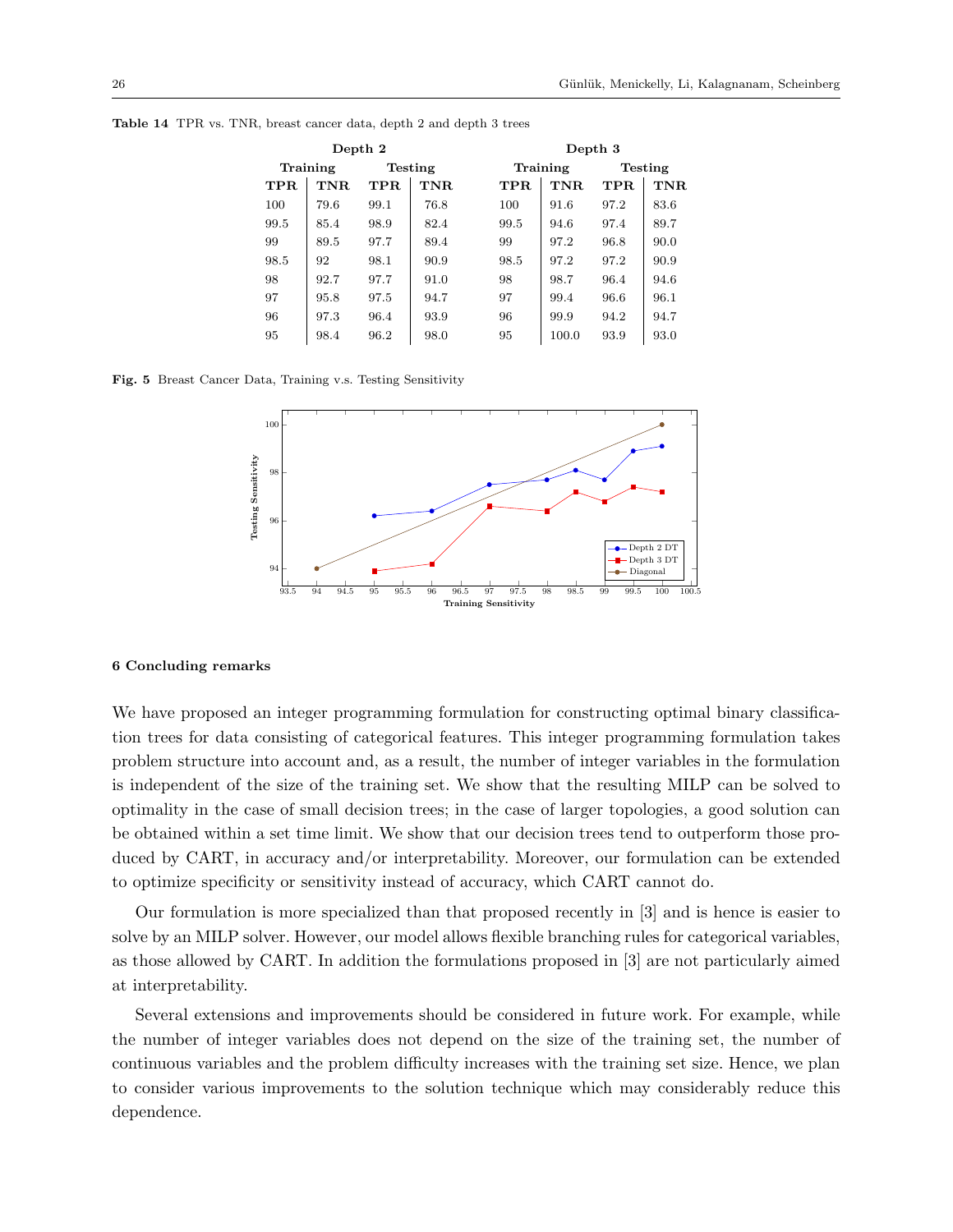**Table 14** TPR vs. TNR, breast cancer data, depth 2 and depth 3 trees

| Depth 2 | | | | Depth 3 | | | |
|---|---|---|---|---|---|---|---|
| Training | | Testing | | Training | | Testing | |
| **TPR** | **TNR** | **TPR** | **TNR** | **TPR** | **TNR** | **TPR** | **TNR** |
| 100 | 79.6 | 99.1 | 76.8 | 100 | 91.6 | 97.2 | 83.6 |
| 99.5 | 85.4 | 98.9 | 82.4 | 99.5 | 94.6 | 97.4 | 89.7 |
| 99 | 89.5 | 97.7 | 89.4 | 99 | 97.2 | 96.8 | 90.0 |
| 98.5 | 92 | 98.1 | 90.9 | 98.5 | 97.2 | 97.2 | 90.9 |
| 98 | 92.7 | 97.7 | 91.0 | 98 | 98.7 | 96.4 | 94.6 |
| 97 | 95.8 | 97.5 | 94.7 | 97 | 99.4 | 96.6 | 96.1 |
| 96 | 97.3 | 96.4 | 93.9 | 96 | 99.9 | 94.2 | 94.7 |
| 95 | 98.4 | 96.2 | 98.0 | 95 | 100.0 | 93.9 | 93.0 |

**Fig. 5** Breast Cancer Data, Training v.s. Testing Sensitivity

## 6 Concluding remarks

We have proposed an integer programming formulation for constructing optimal binary classification trees for data consisting of categorical features. This integer programming formulation takes problem structure into account and, as a result, the number of integer variables in the formulation is independent of the size of the training set. We show that the resulting MILP can be solved to optimality in the case of small decision trees; in the case of larger topologies, a good solution can be obtained within a set time limit. We show that our decision trees tend to outperform those produced by CART, in accuracy and/or interpretability. Moreover, our formulation can be extended to optimize specificity or sensitivity instead of accuracy, which CART cannot do.

Our formulation is more specialized than that proposed recently in [3] and is hence is easier to solve by an MILP solver. However, our model allows flexible branching rules for categorical variables, as those allowed by CART. In addition the formulations proposed in [3] are not particularly aimed at interpretability.

Several extensions and improvements should be considered in future work. For example, while the number of integer variables does not depend on the size of the training set, the number of continuous variables and the problem difficulty increases with the training set size. Hence, we plan to consider various improvements to the solution technique which may considerably reduce this dependence.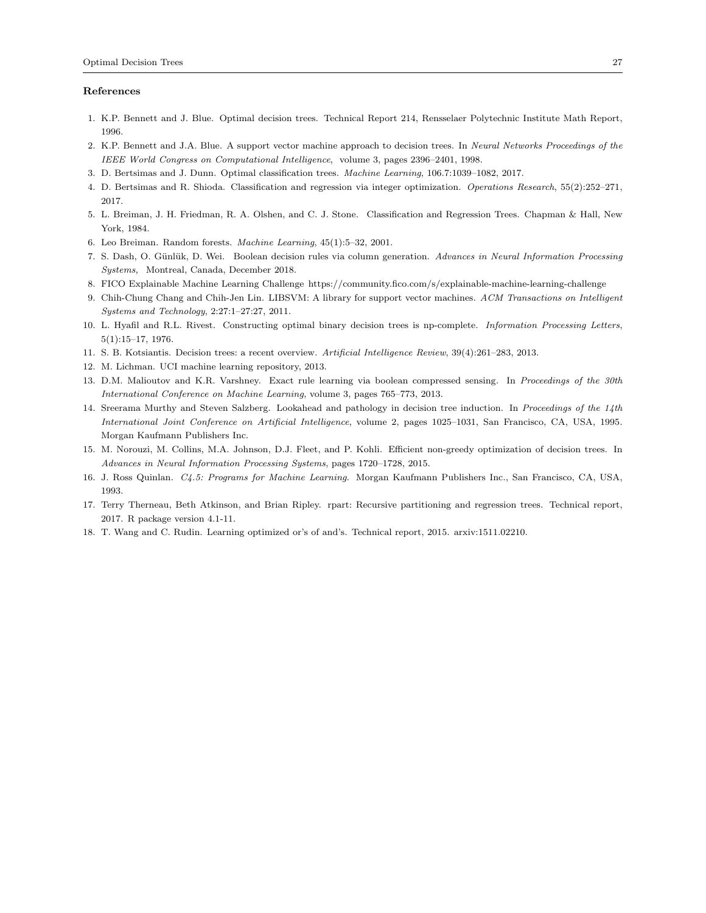### References

1. K.P. Bennett and J. Blue. Optimal decision trees. Technical Report 214, Rensselaer Polytechnic Institute Math Report, 1996.
2. K.P. Bennett and J.A. Blue. A support vector machine approach to decision trees. In *Neural Networks Proceedings of the IEEE World Congress on Computational Intelligence*, volume 3, pages 2396–2401, 1998.
3. D. Bertsimas and J. Dunn. Optimal classification trees. *Machine Learning*, 106.7:1039–1082, 2017.
4. D. Bertsimas and R. Shioda. Classification and regression via integer optimization. *Operations Research*, 55(2):252–271, 2017.
5. L. Breiman, J. H. Friedman, R. A. Olshen, and C. J. Stone. Classification and Regression Trees. Chapman & Hall, New York, 1984.
6. Leo Breiman. Random forests. *Machine Learning*, 45(1):5–32, 2001.
7. S. Dash, O. Günlük, D. Wei. Boolean decision rules via column generation. *Advances in Neural Information Processing Systems,* Montreal, Canada, December 2018.
8. FICO Explainable Machine Learning Challenge https://community.fico.com/s/explainable-machine-learning-challenge
9. Chih-Chung Chang and Chih-Jen Lin. LIBSVM: A library for support vector machines. *ACM Transactions on Intelligent Systems and Technology*, 2:27:1–27:27, 2011.
10. L. Hyafil and R.L. Rivest. Constructing optimal binary decision trees is np-complete. *Information Processing Letters*, 5(1):15–17, 1976.
11. S. B. Kotsiantis. Decision trees: a recent overview. *Artificial Intelligence Review*, 39(4):261–283, 2013.
12. M. Lichman. UCI machine learning repository, 2013.
13. D.M. Malioutov and K.R. Varshney. Exact rule learning via boolean compressed sensing. In *Proceedings of the 30th International Conference on Machine Learning*, volume 3, pages 765–773, 2013.
14. Sreerama Murthy and Steven Salzberg. Lookahead and pathology in decision tree induction. In *Proceedings of the 14th International Joint Conference on Artificial Intelligence*, volume 2, pages 1025–1031, San Francisco, CA, USA, 1995. Morgan Kaufmann Publishers Inc.
15. M. Norouzi, M. Collins, M.A. Johnson, D.J. Fleet, and P. Kohli. Efficient non-greedy optimization of decision trees. In *Advances in Neural Information Processing Systems*, pages 1720–1728, 2015.
16. J. Ross Quinlan. *C4.5: Programs for Machine Learning*. Morgan Kaufmann Publishers Inc., San Francisco, CA, USA, 1993.
17. Terry Therneau, Beth Atkinson, and Brian Ripley. rpart: Recursive partitioning and regression trees. Technical report, 2017. R package version 4.1-11.
18. T. Wang and C. Rudin. Learning optimized or's of and's. Technical report, 2015. arxiv:1511.02210.